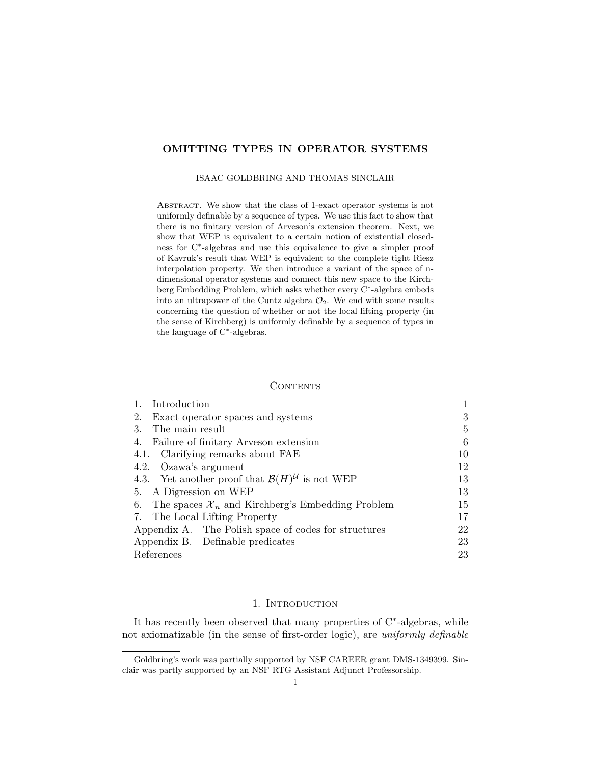# OMITTING TYPES IN OPERATOR SYSTEMS

ISAAC GOLDBRING AND THOMAS SINCLAIR

Abstract. We show that the class of 1-exact operator systems is not uniformly definable by a sequence of types. We use this fact to show that there is no finitary version of Arveson's extension theorem. Next, we show that WEP is equivalent to a certain notion of existential closedness for C*-algebras and use this equivalence to give a simpler proof of Kavruk's result that WEP is equivalent to the complete tight Riesz interpolation property. We then introduce a variant of the space of n-dimensional operator systems and connect this new space to the Kirchberg Embedding Problem, which asks whether every C*-algebra embeds into an ultrapower of the Cuntz algebra $\mathcal{O}_2$. We end with some results concerning the question of whether or not the local lifting property (in the sense of Kirchberg) is uniformly definable by a sequence of types in the language of C*-algebras.

## Contents

| | |
|---|---|
| 1. Introduction | 1 |
| 2. Exact operator spaces and systems | 3 |
| 3. The main result | 5 |
| 4. Failure of finitary Arveson extension | 6 |
| 4.1. Clarifying remarks about FAE | 10 |
| 4.2. Ozawa's argument | 12 |
| 4.3. Yet another proof that $\mathcal{B}(H)^{\mathcal{U}}$ is not WEP | 13 |
| 5. A Digression on WEP | 13 |
| 6. The spaces $\mathcal{X}_n$ and Kirchberg's Embedding Problem | 15 |
| 7. The Local Lifting Property | 17 |
| Appendix A. The Polish space of codes for structures | 22 |
| Appendix B. Definable predicates | 23 |
| References | 23 |

## 1. Introduction

It has recently been observed that many properties of C*-algebras, while not axiomatizable (in the sense of first-order logic), are *uniformly definable*

Goldbring's work was partially supported by NSF CAREER grant DMS-1349399. Sinclair was partly supported by an NSF RTG Assistant Adjunct Professorship.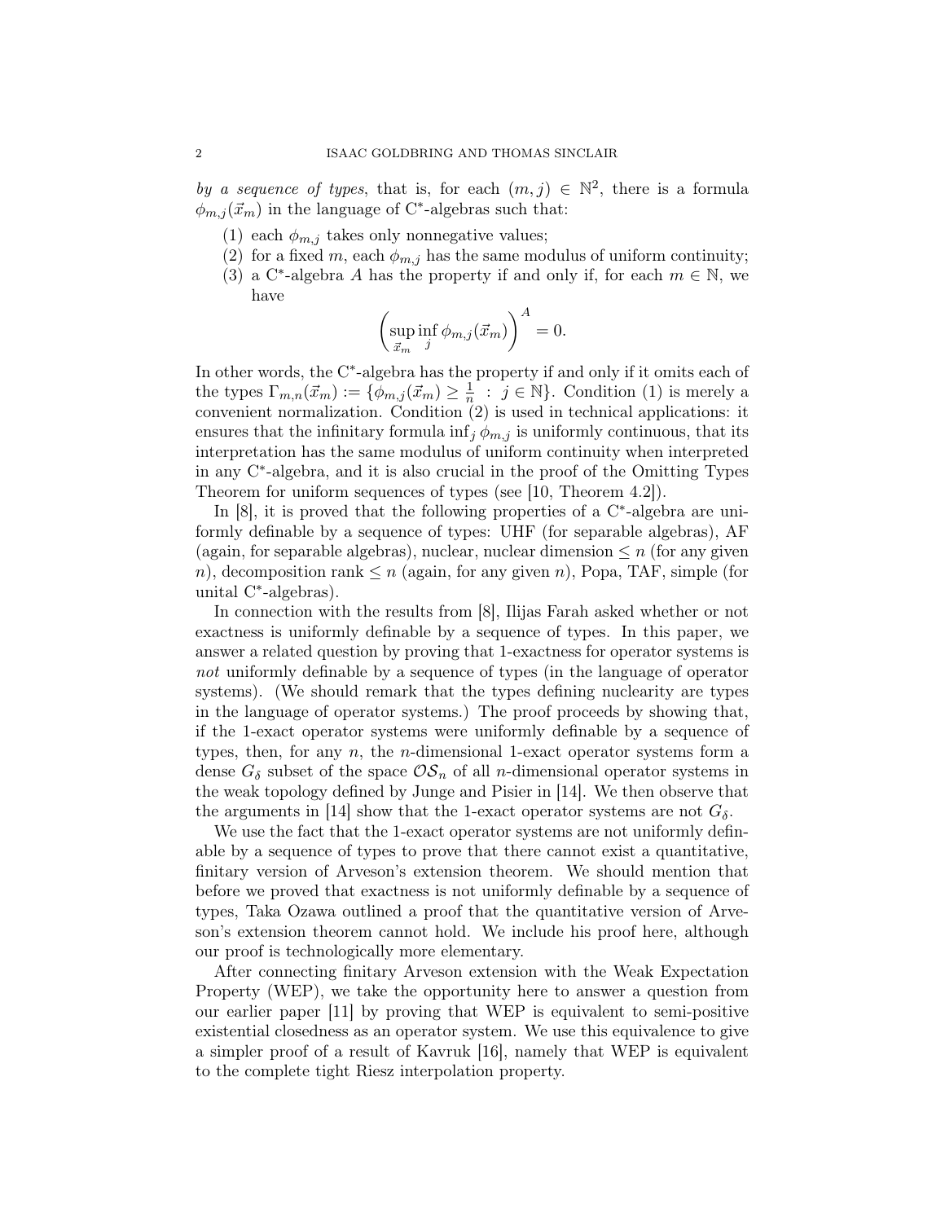*by a sequence of types*, that is, for each $(m,j) \in \mathbb{N}^2$, there is a formula $\phi_{m,j}(\vec{x}_m)$ in the language of C$^*$-algebras such that:

1. each $\phi_{m,j}$ takes only nonnegative values;
2. for a fixed $m$, each $\phi_{m,j}$ has the same modulus of uniform continuity;
3. a C$^*$-algebra $A$ has the property if and only if, for each $m \in \mathbb{N}$, we have

$$\left(\sup_{\vec{x}_m} \inf_j \phi_{m,j}(\vec{x}_m)\right)^A = 0.$$

In other words, the C$^*$-algebra has the property if and only if it omits each of the types $\Gamma_{m,n}(\vec{x}_m) := \{\phi_{m,j}(\vec{x}_m) \geq \frac{1}{n} \ : \ j \in \mathbb{N}\}$. Condition (1) is merely a convenient normalization. Condition (2) is used in technical applications: it ensures that the infinitary formula $\inf_j \phi_{m,j}$ is uniformly continuous, that its interpretation has the same modulus of uniform continuity when interpreted in any C$^*$-algebra, and it is also crucial in the proof of the Omitting Types Theorem for uniform sequences of types (see [10, Theorem 4.2]).

In [8], it is proved that the following properties of a C$^*$-algebra are uniformly definable by a sequence of types: UHF (for separable algebras), AF (again, for separable algebras), nuclear, nuclear dimension $\leq n$ (for any given $n$), decomposition rank $\leq n$ (again, for any given $n$), Popa, TAF, simple (for unital C$^*$-algebras).

In connection with the results from [8], Ilijas Farah asked whether or not exactness is uniformly definable by a sequence of types. In this paper, we answer a related question by proving that 1-exactness for operator systems is *not* uniformly definable by a sequence of types (in the language of operator systems). (We should remark that the types defining nuclearity are types in the language of operator systems.) The proof proceeds by showing that, if the 1-exact operator systems were uniformly definable by a sequence of types, then, for any $n$, the $n$-dimensional 1-exact operator systems form a dense $G_\delta$ subset of the space $\mathcal{OS}_n$ of all $n$-dimensional operator systems in the weak topology defined by Junge and Pisier in [14]. We then observe that the arguments in [14] show that the 1-exact operator systems are not $G_\delta$.

We use the fact that the 1-exact operator systems are not uniformly definable by a sequence of types to prove that there cannot exist a quantitative, finitary version of Arveson's extension theorem. We should mention that before we proved that exactness is not uniformly definable by a sequence of types, Taka Ozawa outlined a proof that the quantitative version of Arveson's extension theorem cannot hold. We include his proof here, although our proof is technologically more elementary.

After connecting finitary Arveson extension with the Weak Expectation Property (WEP), we take the opportunity here to answer a question from our earlier paper [11] by proving that WEP is equivalent to semi-positive existential closedness as an operator system. We use this equivalence to give a simpler proof of a result of Kavruk [16], namely that WEP is equivalent to the complete tight Riesz interpolation property.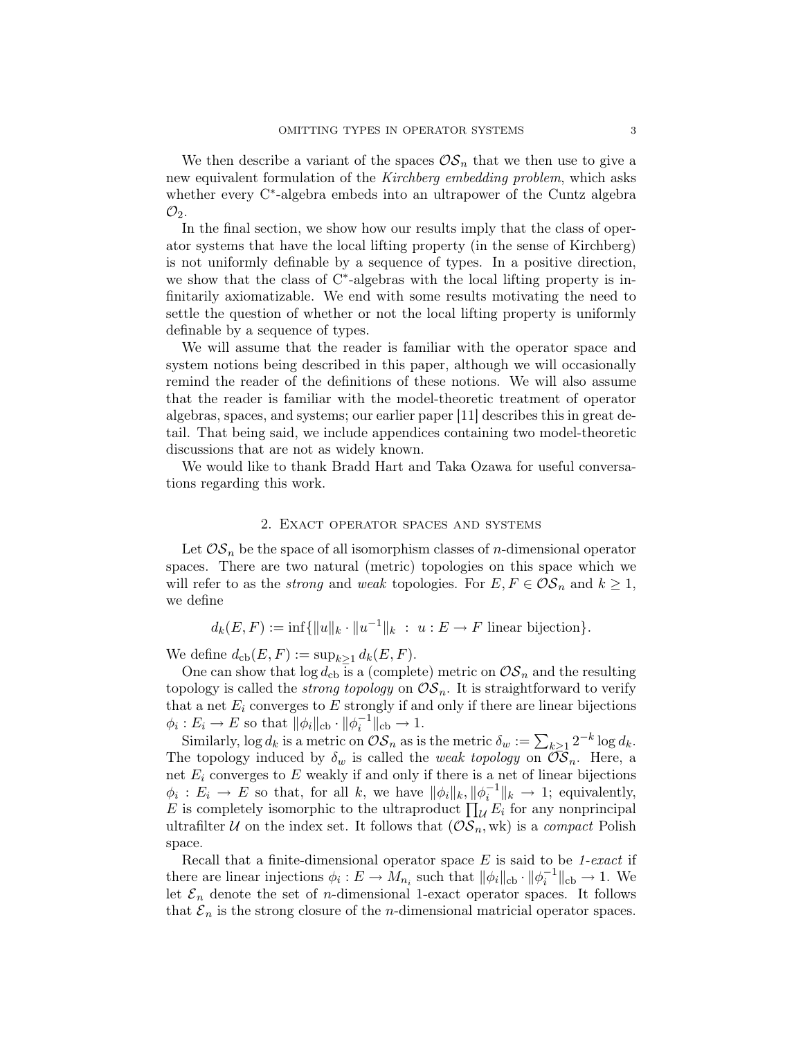We then describe a variant of the spaces $\mathcal{OS}_n$ that we then use to give a new equivalent formulation of the *Kirchberg embedding problem*, which asks whether every C*-algebra embeds into an ultrapower of the Cuntz algebra $\mathcal{O}_2$.

In the final section, we show how our results imply that the class of operator systems that have the local lifting property (in the sense of Kirchberg) is not uniformly definable by a sequence of types. In a positive direction, we show that the class of C*-algebras with the local lifting property is infinitarily axiomatizable. We end with some results motivating the need to settle the question of whether or not the local lifting property is uniformly definable by a sequence of types.

We will assume that the reader is familiar with the operator space and system notions being described in this paper, although we will occasionally remind the reader of the definitions of these notions. We will also assume that the reader is familiar with the model-theoretic treatment of operator algebras, spaces, and systems; our earlier paper [11] describes this in great detail. That being said, we include appendices containing two model-theoretic discussions that are not as widely known.

We would like to thank Bradd Hart and Taka Ozawa for useful conversations regarding this work.

## 2. Exact operator spaces and systems

Let $\mathcal{OS}_n$ be the space of all isomorphism classes of $n$-dimensional operator spaces. There are two natural (metric) topologies on this space which we will refer to as the *strong* and *weak* topologies. For $E, F \in \mathcal{OS}_n$ and $k \geq 1$, we define

$$d_k(E,F) := \inf\{\|u\|_k \cdot \|u^{-1}\|_k \ : \ u : E \to F \text{ linear bijection}\}.$$

We define $d_{\mathrm{cb}}(E,F) := \sup_{k \geq 1} d_k(E,F)$.

One can show that $\log d_{\mathrm{cb}}$ is a (complete) metric on $\mathcal{OS}_n$ and the resulting topology is called the *strong topology* on $\mathcal{OS}_n$. It is straightforward to verify that a net $E_i$ converges to $E$ strongly if and only if there are linear bijections $\phi_i : E_i \to E$ so that $\|\phi_i\|_{\mathrm{cb}} \cdot \|\phi_i^{-1}\|_{\mathrm{cb}} \to 1$.

Similarly, $\log d_k$ is a metric on $\mathcal{OS}_n$ as is the metric $\delta_w := \sum_{k\geq 1} 2^{-k} \log d_k$. The topology induced by $\delta_w$ is called the *weak topology* on $\mathcal{OS}_n$. Here, a net $E_i$ converges to $E$ weakly if and only if there is a net of linear bijections $\phi_i : E_i \to E$ so that, for all $k$, we have $\|\phi_i\|_k, \|\phi_i^{-1}\|_k \to 1$; equivalently, $E$ is completely isomorphic to the ultraproduct $\prod_{\mathcal{U}} E_i$ for any nonprincipal ultrafilter $\mathcal{U}$ on the index set. It follows that $(\mathcal{OS}_n, \mathrm{wk})$ is a *compact* Polish space.

Recall that a finite-dimensional operator space $E$ is said to be *1-exact* if there are linear injections $\phi_i : E \to M_{n_i}$ such that $\|\phi_i\|_{\mathrm{cb}} \cdot \|\phi_i^{-1}\|_{\mathrm{cb}} \to 1$. We let $\mathcal{E}_n$ denote the set of $n$-dimensional 1-exact operator spaces. It follows that $\mathcal{E}_n$ is the strong closure of the $n$-dimensional matricial operator spaces.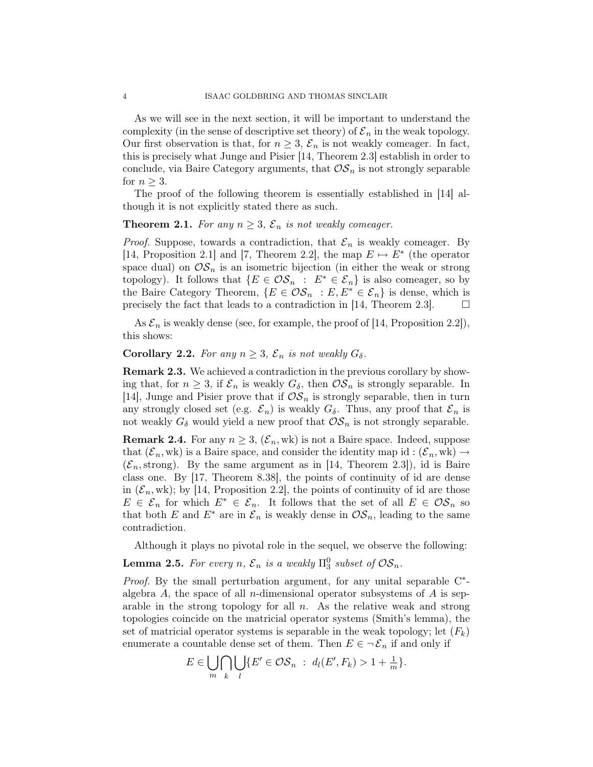As we will see in the next section, it will be important to understand the complexity (in the sense of descriptive set theory) of $\mathcal{E}_n$ in the weak topology. Our first observation is that, for $n \geq 3$, $\mathcal{E}_n$ is not weakly comeager. In fact, this is precisely what Junge and Pisier [14, Theorem 2.3] establish in order to conclude, via Baire Category arguments, that $\mathcal{OS}_n$ is not strongly separable for $n \geq 3$.

The proof of the following theorem is essentially established in [14] although it is not explicitly stated there as such.

**Theorem 2.1.** *For any $n \geq 3$, $\mathcal{E}_n$ is not weakly comeager.*

*Proof.* Suppose, towards a contradiction, that $\mathcal{E}_n$ is weakly comeager. By [14, Proposition 2.1] and [7, Theorem 2.2], the map $E \mapsto E^*$ (the operator space dual) on $\mathcal{OS}_n$ is an isometric bijection (in either the weak or strong topology). It follows that $\{E \in \mathcal{OS}_n \ : \ E^* \in \mathcal{E}_n\}$ is also comeager, so by the Baire Category Theorem, $\{E \in \mathcal{OS}_n \ : E, E^* \in \mathcal{E}_n\}$ is dense, which is precisely the fact that leads to a contradiction in [14, Theorem 2.3]. $\square$

As $\mathcal{E}_n$ is weakly dense (see, for example, the proof of [14, Proposition 2.2]), this shows:

**Corollary 2.2.** *For any $n \geq 3$, $\mathcal{E}_n$ is not weakly $G_\delta$.*

**Remark 2.3.** We achieved a contradiction in the previous corollary by showing that, for $n \geq 3$, if $\mathcal{E}_n$ is weakly $G_\delta$, then $\mathcal{OS}_n$ is strongly separable. In [14], Junge and Pisier prove that if $\mathcal{OS}_n$ is strongly separable, then in turn any strongly closed set (e.g. $\mathcal{E}_n$) is weakly $G_\delta$. Thus, any proof that $\mathcal{E}_n$ is not weakly $G_\delta$ would yield a new proof that $\mathcal{OS}_n$ is not strongly separable.

**Remark 2.4.** For any $n \geq 3$, $(\mathcal{E}_n, \mathrm{wk})$ is not a Baire space. Indeed, suppose that $(\mathcal{E}_n, \mathrm{wk})$ is a Baire space, and consider the identity map $\mathrm{id} : (\mathcal{E}_n, \mathrm{wk}) \to (\mathcal{E}_n, \mathrm{strong})$. By the same argument as in [14, Theorem 2.3]), id is Baire class one. By [17, Theorem 8.38], the points of continuity of id are dense in $(\mathcal{E}_n, \mathrm{wk})$; by [14, Proposition 2.2], the points of continuity of id are those $E \in \mathcal{E}_n$ for which $E^* \in \mathcal{E}_n$. It follows that the set of all $E \in \mathcal{OS}_n$ so that both $E$ and $E^*$ are in $\mathcal{E}_n$ is weakly dense in $\mathcal{OS}_n$, leading to the same contradiction.

Although it plays no pivotal role in the sequel, we observe the following:

**Lemma 2.5.** *For every $n$, $\mathcal{E}_n$ is a weakly $\Pi^0_3$ subset of $\mathcal{OS}_n$.*

*Proof.* By the small perturbation argument, for any unital separable C$^*$-algebra $A$, the space of all $n$-dimensional operator subsystems of $A$ is separable in the strong topology for all $n$. As the relative weak and strong topologies coincide on the matricial operator systems (Smith's lemma), the set of matricial operator systems is separable in the weak topology; let $(F_k)$ enumerate a countable dense set of them. Then $E \in \neg \mathcal{E}_n$ if and only if

$$E \in \bigcup_m \bigcap_k \bigcup_l \{E' \in \mathcal{OS}_n \ : \ d_l(E', F_k) > 1 + \tfrac{1}{m}\}.$$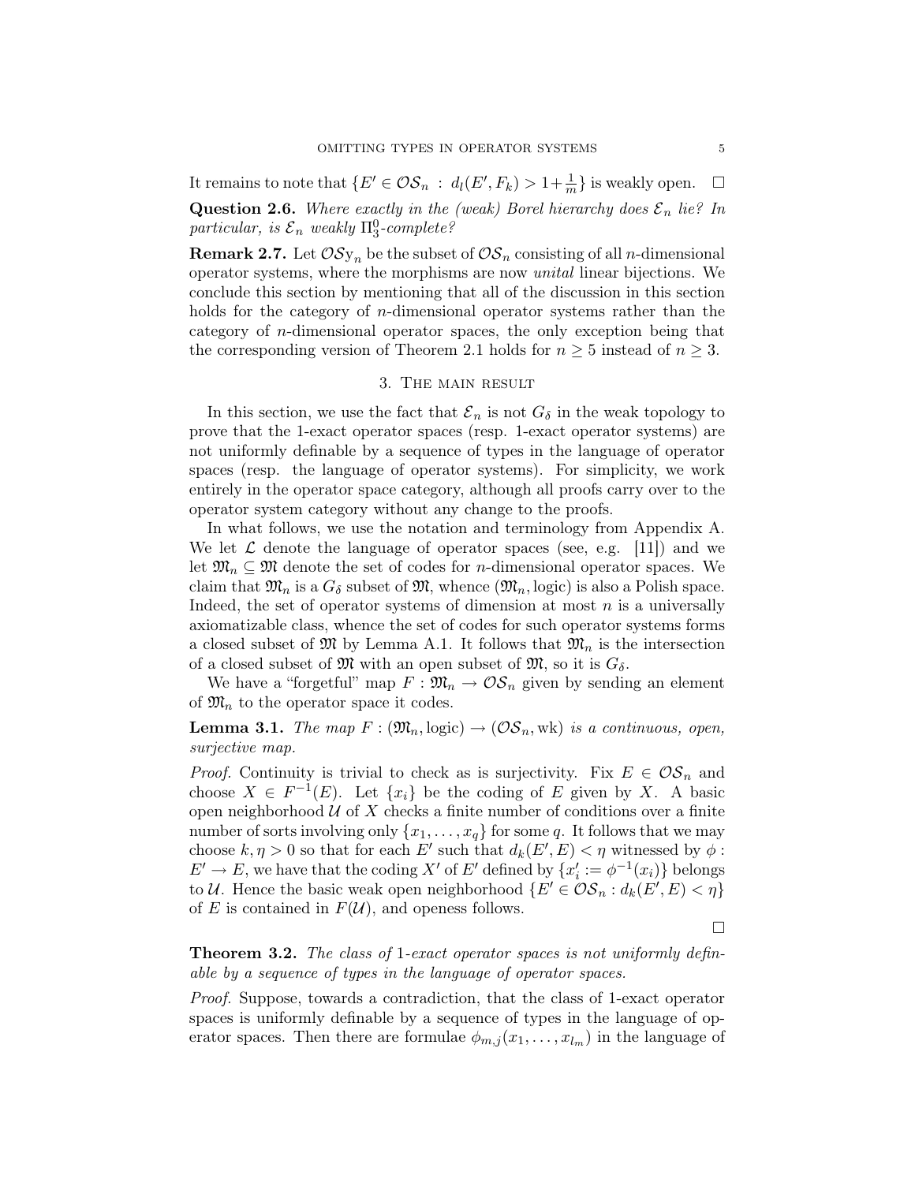It remains to note that $\{E' \in \mathcal{OS}_n : d_l(E', F_k) > 1 + \frac{1}{m}\}$ is weakly open. $\square$

**Question 2.6.** *Where exactly in the (weak) Borel hierarchy does $\mathcal{E}_n$ lie? In particular, is $\mathcal{E}_n$ weakly $\Pi^0_3$-complete?*

**Remark 2.7.** Let $\mathcal{OS}\mathrm{y}_n$ be the subset of $\mathcal{OS}_n$ consisting of all $n$-dimensional operator systems, where the morphisms are now *unital* linear bijections. We conclude this section by mentioning that all of the discussion in this section holds for the category of $n$-dimensional operator systems rather than the category of $n$-dimensional operator spaces, the only exception being that the corresponding version of Theorem 2.1 holds for $n \geq 5$ instead of $n \geq 3$.

## 3. The main result

In this section, we use the fact that $\mathcal{E}_n$ is not $G_\delta$ in the weak topology to prove that the 1-exact operator spaces (resp. 1-exact operator systems) are not uniformly definable by a sequence of types in the language of operator spaces (resp. the language of operator systems). For simplicity, we work entirely in the operator space category, although all proofs carry over to the operator system category without any change to the proofs.

In what follows, we use the notation and terminology from Appendix A. We let $\mathcal{L}$ denote the language of operator spaces (see, e.g. [11]) and we let $\mathfrak{M}_n \subseteq \mathfrak{M}$ denote the set of codes for $n$-dimensional operator spaces. We claim that $\mathfrak{M}_n$ is a $G_\delta$ subset of $\mathfrak{M}$, whence $(\mathfrak{M}_n, \mathrm{logic})$ is also a Polish space. Indeed, the set of operator systems of dimension at most $n$ is a universally axiomatizable class, whence the set of codes for such operator systems forms a closed subset of $\mathfrak{M}$ by Lemma A.1. It follows that $\mathfrak{M}_n$ is the intersection of a closed subset of $\mathfrak{M}$ with an open subset of $\mathfrak{M}$, so it is $G_\delta$.

We have a "forgetful" map $F : \mathfrak{M}_n \to \mathcal{OS}_n$ given by sending an element of $\mathfrak{M}_n$ to the operator space it codes.

**Lemma 3.1.** *The map $F : (\mathfrak{M}_n, \mathrm{logic}) \to (\mathcal{OS}_n, \mathrm{wk})$ is a continuous, open, surjective map.*

*Proof.* Continuity is trivial to check as is surjectivity. Fix $E \in \mathcal{OS}_n$ and choose $X \in F^{-1}(E)$. Let $\{x_i\}$ be the coding of $E$ given by $X$. A basic open neighborhood $\mathcal{U}$ of $X$ checks a finite number of conditions over a finite number of sorts involving only $\{x_1, \ldots, x_q\}$ for some $q$. It follows that we may choose $k, \eta > 0$ so that for each $E'$ such that $d_k(E', E) < \eta$ witnessed by $\phi : E' \to E$, we have that the coding $X'$ of $E'$ defined by $\{x'_i := \phi^{-1}(x_i)\}$ belongs to $\mathcal{U}$. Hence the basic weak open neighborhood $\{E' \in \mathcal{OS}_n : d_k(E', E) < \eta\}$ of $E$ is contained in $F(\mathcal{U})$, and openess follows. $\square$

**Theorem 3.2.** *The class of 1-exact operator spaces is not uniformly definable by a sequence of types in the language of operator spaces.*

*Proof.* Suppose, towards a contradiction, that the class of 1-exact operator spaces is uniformly definable by a sequence of types in the language of operator spaces. Then there are formulae $\phi_{m,j}(x_1, \ldots, x_{l_m})$ in the language of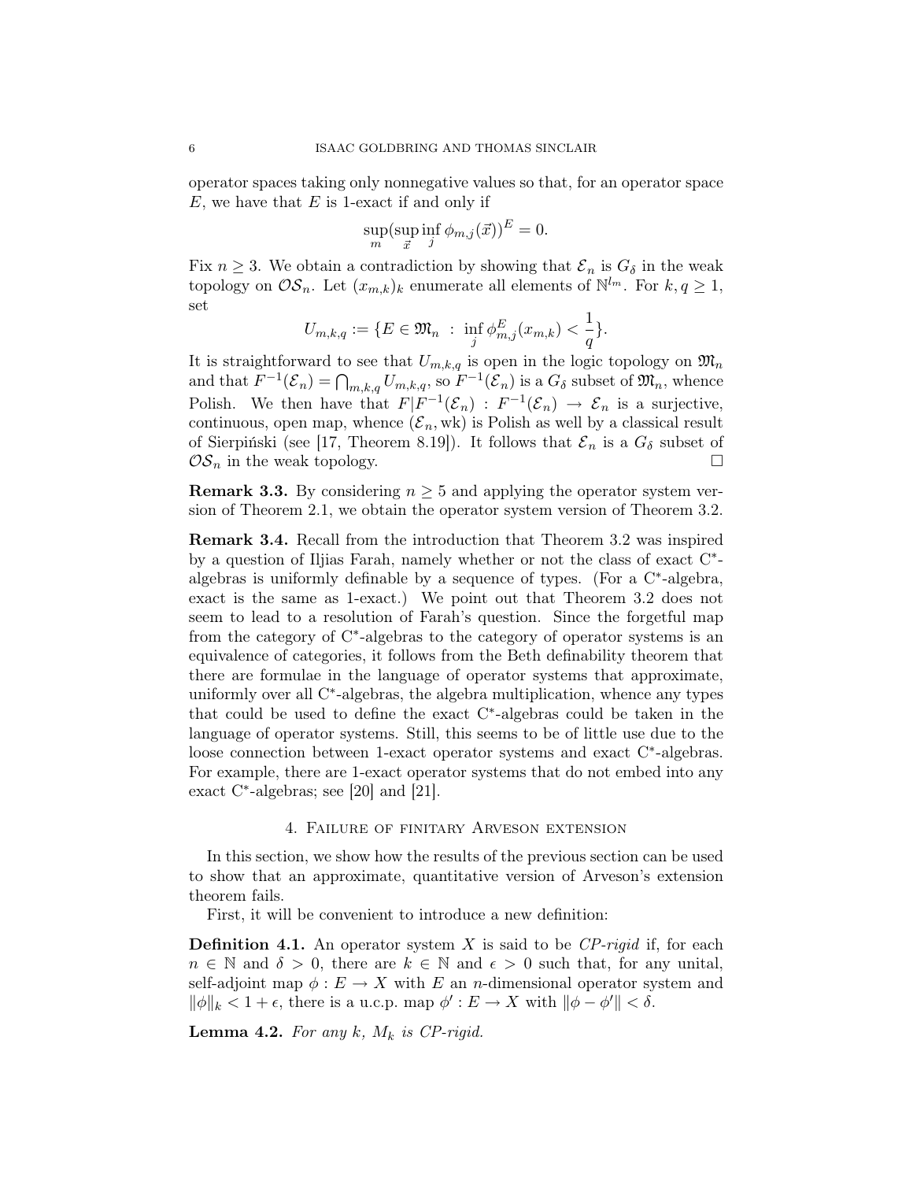operator spaces taking only nonnegative values so that, for an operator space $E$, we have that $E$ is 1-exact if and only if

$$\sup_m (\sup_{\vec{x}} \inf_j \phi_{m,j}(\vec{x}))^E = 0.$$

Fix $n \geq 3$. We obtain a contradiction by showing that $\mathcal{E}_n$ is $G_\delta$ in the weak topology on $\mathcal{OS}_n$. Let $(x_{m,k})_k$ enumerate all elements of $\mathbb{N}^{l_m}$. For $k, q \geq 1$, set

$$U_{m,k,q} := \{E \in \mathfrak{M}_n \ : \ \inf_j \phi^E_{m,j}(x_{m,k}) < \frac{1}{q}\}.$$

It is straightforward to see that $U_{m,k,q}$ is open in the logic topology on $\mathfrak{M}_n$ and that $F^{-1}(\mathcal{E}_n) = \bigcap_{m,k,q} U_{m,k,q}$, so $F^{-1}(\mathcal{E}_n)$ is a $G_\delta$ subset of $\mathfrak{M}_n$, whence Polish. We then have that $F|F^{-1}(\mathcal{E}_n) : F^{-1}(\mathcal{E}_n) \to \mathcal{E}_n$ is a surjective, continuous, open map, whence $(\mathcal{E}_n, \mathrm{wk})$ is Polish as well by a classical result of Sierpiński (see [17, Theorem 8.19]). It follows that $\mathcal{E}_n$ is a $G_\delta$ subset of $\mathcal{OS}_n$ in the weak topology. □

**Remark 3.3.** By considering $n \geq 5$ and applying the operator system version of Theorem 2.1, we obtain the operator system version of Theorem 3.2.

**Remark 3.4.** Recall from the introduction that Theorem 3.2 was inspired by a question of Iljias Farah, namely whether or not the class of exact C*-algebras is uniformly definable by a sequence of types. (For a C*-algebra, exact is the same as 1-exact.) We point out that Theorem 3.2 does not seem to lead to a resolution of Farah's question. Since the forgetful map from the category of C*-algebras to the category of operator systems is an equivalence of categories, it follows from the Beth definability theorem that there are formulae in the language of operator systems that approximate, uniformly over all C*-algebras, the algebra multiplication, whence any types that could be used to define the exact C*-algebras could be taken in the language of operator systems. Still, this seems to be of little use due to the loose connection between 1-exact operator systems and exact C*-algebras. For example, there are 1-exact operator systems that do not embed into any exact C*-algebras; see [20] and [21].

## 4. Failure of finitary Arveson extension

In this section, we show how the results of the previous section can be used to show that an approximate, quantitative version of Arveson's extension theorem fails.

First, it will be convenient to introduce a new definition:

**Definition 4.1.** An operator system $X$ is said to be *CP-rigid* if, for each $n \in \mathbb{N}$ and $\delta > 0$, there are $k \in \mathbb{N}$ and $\epsilon > 0$ such that, for any unital, self-adjoint map $\phi : E \to X$ with $E$ an $n$-dimensional operator system and $\|\phi\|_k < 1 + \epsilon$, there is a u.c.p. map $\phi' : E \to X$ with $\|\phi - \phi'\| < \delta$.

**Lemma 4.2.** *For any $k$, $M_k$ is CP-rigid.*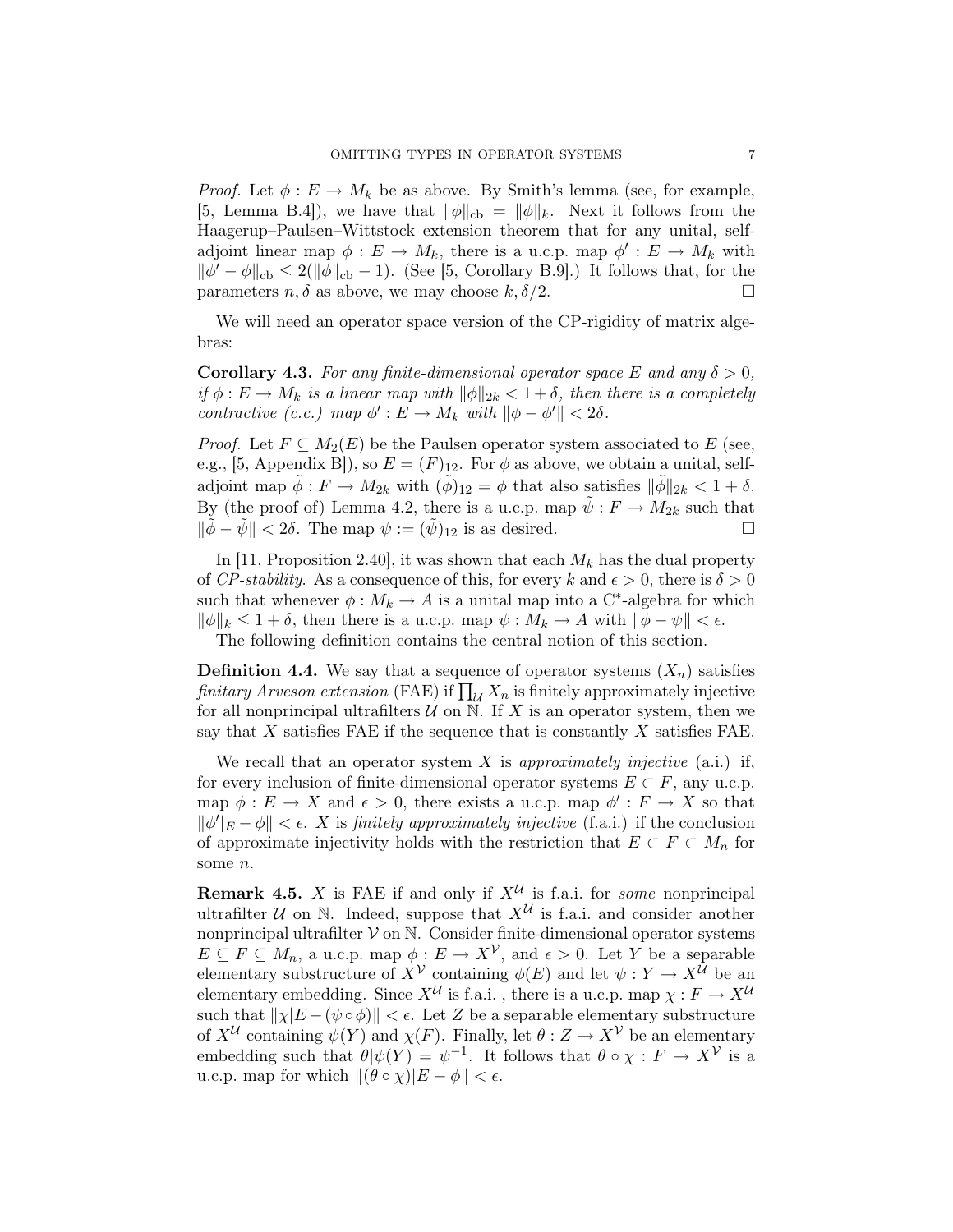*Proof.* Let $\phi : E \to M_k$ be as above. By Smith's lemma (see, for example, [5, Lemma B.4]), we have that $\|\phi\|_{\rm cb} = \|\phi\|_k$. Next it follows from the Haagerup–Paulsen–Wittstock extension theorem that for any unital, self-adjoint linear map $\phi : E \to M_k$, there is a u.c.p. map $\phi' : E \to M_k$ with $\|\phi' - \phi\|_{\rm cb} \leq 2(\|\phi\|_{\rm cb} - 1)$. (See [5, Corollary B.9].) It follows that, for the parameters $n, \delta$ as above, we may choose $k, \delta/2$. $\square$

We will need an operator space version of the CP-rigidity of matrix algebras:

**Corollary 4.3.** *For any finite-dimensional operator space $E$ and any $\delta > 0$, if $\phi : E \to M_k$ is a linear map with $\|\phi\|_{2k} < 1 + \delta$, then there is a completely contractive (c.c.) map $\phi' : E \to M_k$ with $\|\phi - \phi'\| < 2\delta$.*

*Proof.* Let $F \subseteq M_2(E)$ be the Paulsen operator system associated to $E$ (see, e.g., [5, Appendix B]), so $E = (F)_{12}$. For $\phi$ as above, we obtain a unital, self-adjoint map $\tilde{\phi} : F \to M_{2k}$ with $(\tilde{\phi})_{12} = \phi$ that also satisfies $\|\tilde{\phi}\|_{2k} < 1 + \delta$. By (the proof of) Lemma 4.2, there is a u.c.p. map $\tilde{\psi} : F \to M_{2k}$ such that $\|\tilde{\phi} - \tilde{\psi}\| < 2\delta$. The map $\psi := (\tilde{\psi})_{12}$ is as desired. $\square$

In [11, Proposition 2.40], it was shown that each $M_k$ has the dual property of *CP-stability*. As a consequence of this, for every $k$ and $\epsilon > 0$, there is $\delta > 0$ such that whenever $\phi : M_k \to A$ is a unital map into a C$^*$-algebra for which $\|\phi\|_k \leq 1 + \delta$, then there is a u.c.p. map $\psi : M_k \to A$ with $\|\phi - \psi\| < \epsilon$.

The following definition contains the central notion of this section.

**Definition 4.4.** We say that a sequence of operator systems $(X_n)$ satisfies *finitary Arveson extension* (FAE) if $\prod_{\mathcal{U}} X_n$ is finitely approximately injective for all nonprincipal ultrafilters $\mathcal{U}$ on $\mathbb{N}$. If $X$ is an operator system, then we say that $X$ satisfies FAE if the sequence that is constantly $X$ satisfies FAE.

We recall that an operator system $X$ is *approximately injective* (a.i.) if, for every inclusion of finite-dimensional operator systems $E \subset F$, any u.c.p. map $\phi : E \to X$ and $\epsilon > 0$, there exists a u.c.p. map $\phi' : F \to X$ so that $\|\phi'|_E - \phi\| < \epsilon$. $X$ is *finitely approximately injective* (f.a.i.) if the conclusion of approximate injectivity holds with the restriction that $E \subset F \subset M_n$ for some $n$.

**Remark 4.5.** $X$ is FAE if and only if $X^{\mathcal{U}}$ is f.a.i. for *some* nonprincipal ultrafilter $\mathcal{U}$ on $\mathbb{N}$. Indeed, suppose that $X^{\mathcal{U}}$ is f.a.i. and consider another nonprincipal ultrafilter $\mathcal{V}$ on $\mathbb{N}$. Consider finite-dimensional operator systems $E \subseteq F \subseteq M_n$, a u.c.p. map $\phi : E \to X^{\mathcal{V}}$, and $\epsilon > 0$. Let $Y$ be a separable elementary substructure of $X^{\mathcal{V}}$ containing $\phi(E)$ and let $\psi : Y \to X^{\mathcal{U}}$ be an elementary embedding. Since $X^{\mathcal{U}}$ is f.a.i. , there is a u.c.p. map $\chi : F \to X^{\mathcal{U}}$ such that $\|\chi|E - (\psi \circ \phi)\| < \epsilon$. Let $Z$ be a separable elementary substructure of $X^{\mathcal{U}}$ containing $\psi(Y)$ and $\chi(F)$. Finally, let $\theta : Z \to X^{\mathcal{V}}$ be an elementary embedding such that $\theta|\psi(Y) = \psi^{-1}$. It follows that $\theta \circ \chi : F \to X^{\mathcal{V}}$ is a u.c.p. map for which $\|(\theta \circ \chi)|E - \phi\| < \epsilon$.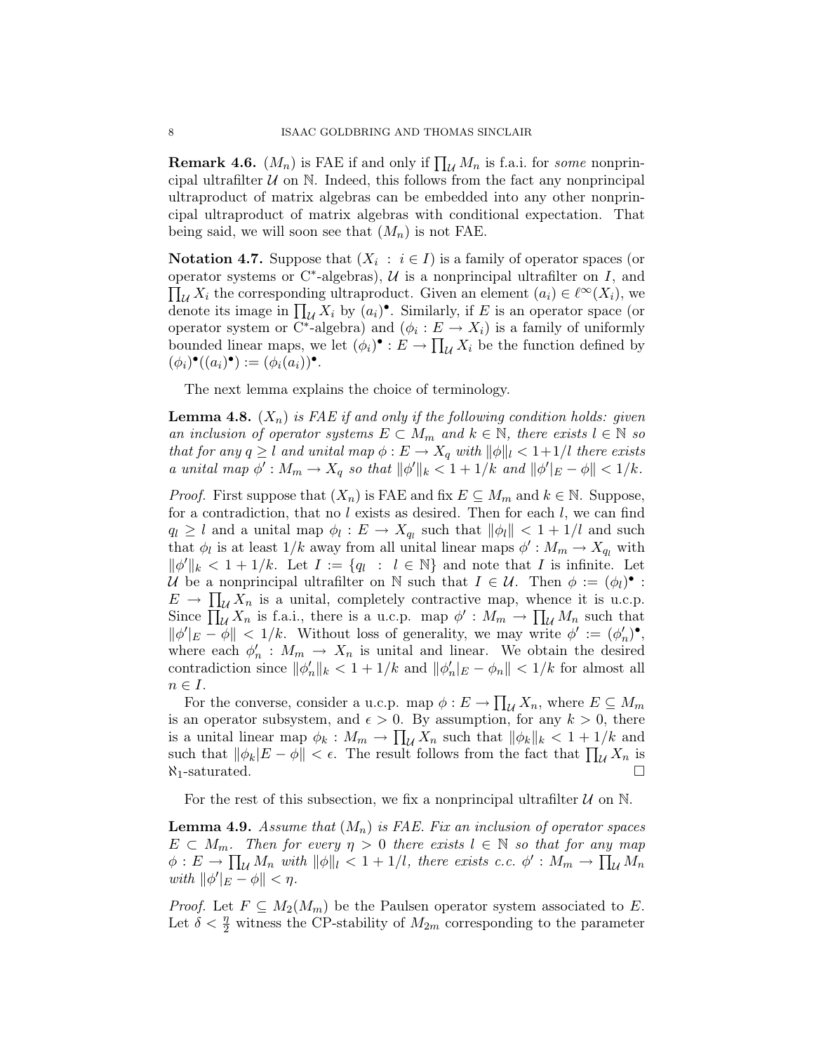**Remark 4.6.** $(M_n)$ is FAE if and only if $\prod_{\mathcal{U}} M_n$ is f.a.i. for *some* nonprincipal ultrafilter $\mathcal{U}$ on $\mathbb{N}$. Indeed, this follows from the fact any nonprincipal ultraproduct of matrix algebras can be embedded into any other nonprincipal ultraproduct of matrix algebras with conditional expectation. That being said, we will soon see that $(M_n)$ is not FAE.

**Notation 4.7.** Suppose that $(X_i \ : \ i \in I)$ is a family of operator spaces (or operator systems or C$^*$-algebras), $\mathcal{U}$ is a nonprincipal ultrafilter on $I$, and $\prod_{\mathcal{U}} X_i$ the corresponding ultraproduct. Given an element $(a_i) \in \ell^\infty(X_i)$, we denote its image in $\prod_{\mathcal{U}} X_i$ by $(a_i)^\bullet$. Similarly, if $E$ is an operator space (or operator system or C$^*$-algebra) and $(\phi_i : E \to X_i)$ is a family of uniformly bounded linear maps, we let $(\phi_i)^\bullet : E \to \prod_{\mathcal{U}} X_i$ be the function defined by $(\phi_i)^\bullet((a_i)^\bullet) := (\phi_i(a_i))^\bullet$.

The next lemma explains the choice of terminology.

**Lemma 4.8.** *$(X_n)$ is FAE if and only if the following condition holds: given an inclusion of operator systems $E \subset M_m$ and $k \in \mathbb{N}$, there exists $l \in \mathbb{N}$ so that for any $q \geq l$ and unital map $\phi : E \to X_q$ with $\|\phi\|_l < 1+1/l$ there exists a unital map $\phi' : M_m \to X_q$ so that $\|\phi'\|_k < 1+1/k$ and $\|\phi'|_E - \phi\| < 1/k$.*

*Proof.* First suppose that $(X_n)$ is FAE and fix $E \subseteq M_m$ and $k \in \mathbb{N}$. Suppose, for a contradiction, that no $l$ exists as desired. Then for each $l$, we can find $q_l \geq l$ and a unital map $\phi_l : E \to X_{q_l}$ such that $\|\phi_l\| < 1 + 1/l$ and such that $\phi_l$ is at least $1/k$ away from all unital linear maps $\phi' : M_m \to X_{q_l}$ with $\|\phi'\|_k < 1+1/k$. Let $I := \{q_l \ : \ l \in \mathbb{N}\}$ and note that $I$ is infinite. Let $\mathcal{U}$ be a nonprincipal ultrafilter on $\mathbb{N}$ such that $I \in \mathcal{U}$. Then $\phi := (\phi_l)^\bullet : E \to \prod_{\mathcal{U}} X_n$ is a unital, completely contractive map, whence it is u.c.p. Since $\prod_{\mathcal{U}} X_n$ is f.a.i., there is a u.c.p. map $\phi' : M_m \to \prod_{\mathcal{U}} M_n$ such that $\|\phi'|_E - \phi\| < 1/k$. Without loss of generality, we may write $\phi' := (\phi'_n)^\bullet$, where each $\phi'_n : M_m \to X_n$ is unital and linear. We obtain the desired contradiction since $\|\phi'_n\|_k < 1+1/k$ and $\|\phi'_n|_E - \phi_n\| < 1/k$ for almost all $n \in I$.

For the converse, consider a u.c.p. map $\phi : E \to \prod_{\mathcal{U}} X_n$, where $E \subseteq M_m$ is an operator subsystem, and $\epsilon > 0$. By assumption, for any $k > 0$, there is a unital linear map $\phi_k : M_m \to \prod_{\mathcal{U}} X_n$ such that $\|\phi_k\|_k < 1+1/k$ and such that $\|\phi_k|E - \phi\| < \epsilon$. The result follows from the fact that $\prod_{\mathcal{U}} X_n$ is $\aleph_1$-saturated. $\square$

For the rest of this subsection, we fix a nonprincipal ultrafilter $\mathcal{U}$ on $\mathbb{N}$.

**Lemma 4.9.** *Assume that $(M_n)$ is FAE. Fix an inclusion of operator spaces $E \subset M_m$. Then for every $\eta > 0$ there exists $l \in \mathbb{N}$ so that for any map $\phi : E \to \prod_{\mathcal{U}} M_n$ with $\|\phi\|_l < 1+1/l$, there exists c.c. $\phi' : M_m \to \prod_{\mathcal{U}} M_n$ with $\|\phi'|_E - \phi\| < \eta$.*

*Proof.* Let $F \subseteq M_2(M_m)$ be the Paulsen operator system associated to $E$. Let $\delta < \frac{\eta}{2}$ witness the CP-stability of $M_{2m}$ corresponding to the parameter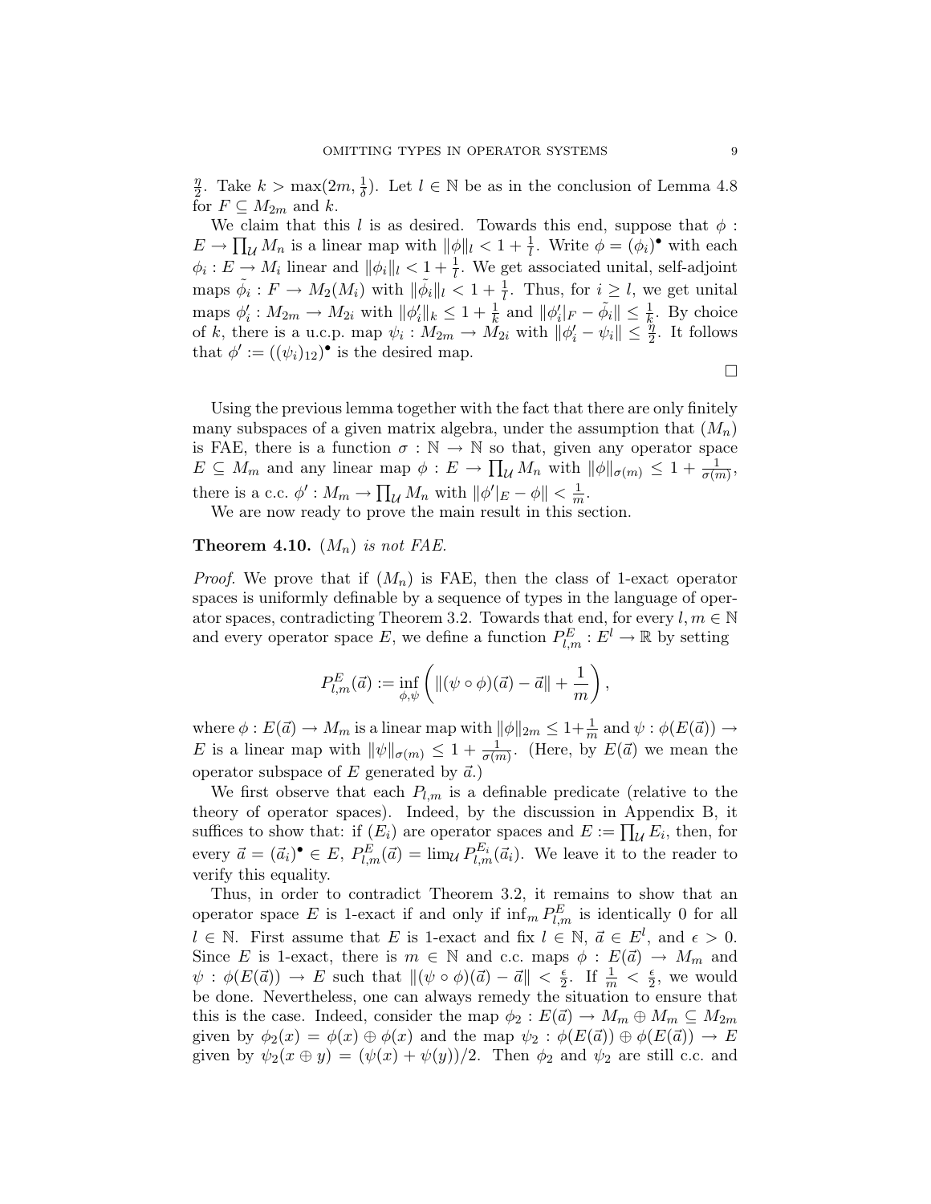$\frac{\eta}{2}$. Take $k > \max(2m, \frac{1}{\delta})$. Let $l \in \mathbb{N}$ be as in the conclusion of Lemma 4.8 for $F \subseteq M_{2m}$ and $k$.

We claim that this $l$ is as desired. Towards this end, suppose that $\phi : E \to \prod_{\mathcal{U}} M_n$ is a linear map with $\|\phi\|_l < 1 + \frac{1}{l}$. Write $\phi = (\phi_i)^\bullet$ with each $\phi_i : E \to M_i$ linear and $\|\phi_i\|_l < 1 + \frac{1}{l}$. We get associated unital, self-adjoint maps $\tilde{\phi}_i : F \to M_2(M_i)$ with $\|\tilde{\phi}_i\|_l < 1 + \frac{1}{l}$. Thus, for $i \geq l$, we get unital maps $\phi'_i : M_{2m} \to M_{2i}$ with $\|\phi'_i\|_k \leq 1 + \frac{1}{k}$ and $\|\phi'_i|_F - \tilde{\phi}_i\| \leq \frac{1}{k}$. By choice of $k$, there is a u.c.p. map $\psi_i : M_{2m} \to M_{2i}$ with $\|\phi'_i - \psi_i\| \leq \frac{\eta}{2}$. It follows that $\phi' := ((\psi_i)_{12})^\bullet$ is the desired map.

□

Using the previous lemma together with the fact that there are only finitely many subspaces of a given matrix algebra, under the assumption that $(M_n)$ is FAE, there is a function $\sigma : \mathbb{N} \to \mathbb{N}$ so that, given any operator space $E \subseteq M_m$ and any linear map $\phi : E \to \prod_{\mathcal{U}} M_n$ with $\|\phi\|_{\sigma(m)} \leq 1 + \frac{1}{\sigma(m)}$, there is a c.c. $\phi' : M_m \to \prod_{\mathcal{U}} M_n$ with $\|\phi'|_E - \phi\| < \frac{1}{m}$.

We are now ready to prove the main result in this section.

**Theorem 4.10.** *$(M_n)$ is not FAE.*

*Proof.* We prove that if $(M_n)$ is FAE, then the class of 1-exact operator spaces is uniformly definable by a sequence of types in the language of operator spaces, contradicting Theorem 3.2. Towards that end, for every $l, m \in \mathbb{N}$ and every operator space $E$, we define a function $P^E_{l,m} : E^l \to \mathbb{R}$ by setting

$$P^E_{l,m}(\vec{a}) := \inf_{\phi,\psi} \left( \|(\psi \circ \phi)(\vec{a}) - \vec{a}\| + \frac{1}{m} \right),$$

where $\phi : E(\vec{a}) \to M_m$ is a linear map with $\|\phi\|_{2m} \leq 1 + \frac{1}{m}$ and $\psi : \phi(E(\vec{a})) \to E$ is a linear map with $\|\psi\|_{\sigma(m)} \leq 1 + \frac{1}{\sigma(m)}$. (Here, by $E(\vec{a})$ we mean the operator subspace of $E$ generated by $\vec{a}$.)

We first observe that each $P_{l,m}$ is a definable predicate (relative to the theory of operator spaces). Indeed, by the discussion in Appendix B, it suffices to show that: if $(E_i)$ are operator spaces and $E := \prod_{\mathcal{U}} E_i$, then, for every $\vec{a} = (\vec{a}_i)^\bullet \in E$, $P^E_{l,m}(\vec{a}) = \lim_{\mathcal{U}} P^{E_i}_{l,m}(\vec{a}_i)$. We leave it to the reader to verify this equality.

Thus, in order to contradict Theorem 3.2, it remains to show that an operator space $E$ is 1-exact if and only if $\inf_m P^E_{l,m}$ is identically 0 for all $l \in \mathbb{N}$. First assume that $E$ is 1-exact and fix $l \in \mathbb{N}$, $\vec{a} \in E^l$, and $\epsilon > 0$. Since $E$ is 1-exact, there is $m \in \mathbb{N}$ and c.c. maps $\phi : E(\vec{a}) \to M_m$ and $\psi : \phi(E(\vec{a})) \to E$ such that $\|(\psi \circ \phi)(\vec{a}) - \vec{a}\| < \frac{\epsilon}{2}$. If $\frac{1}{m} < \frac{\epsilon}{2}$, we would be done. Nevertheless, one can always remedy the situation to ensure that this is the case. Indeed, consider the map $\phi_2 : E(\vec{a}) \to M_m \oplus M_m \subseteq M_{2m}$ given by $\phi_2(x) = \phi(x) \oplus \phi(x)$ and the map $\psi_2 : \phi(E(\vec{a})) \oplus \phi(E(\vec{a})) \to E$ given by $\psi_2(x \oplus y) = (\psi(x) + \psi(y))/2$. Then $\phi_2$ and $\psi_2$ are still c.c. and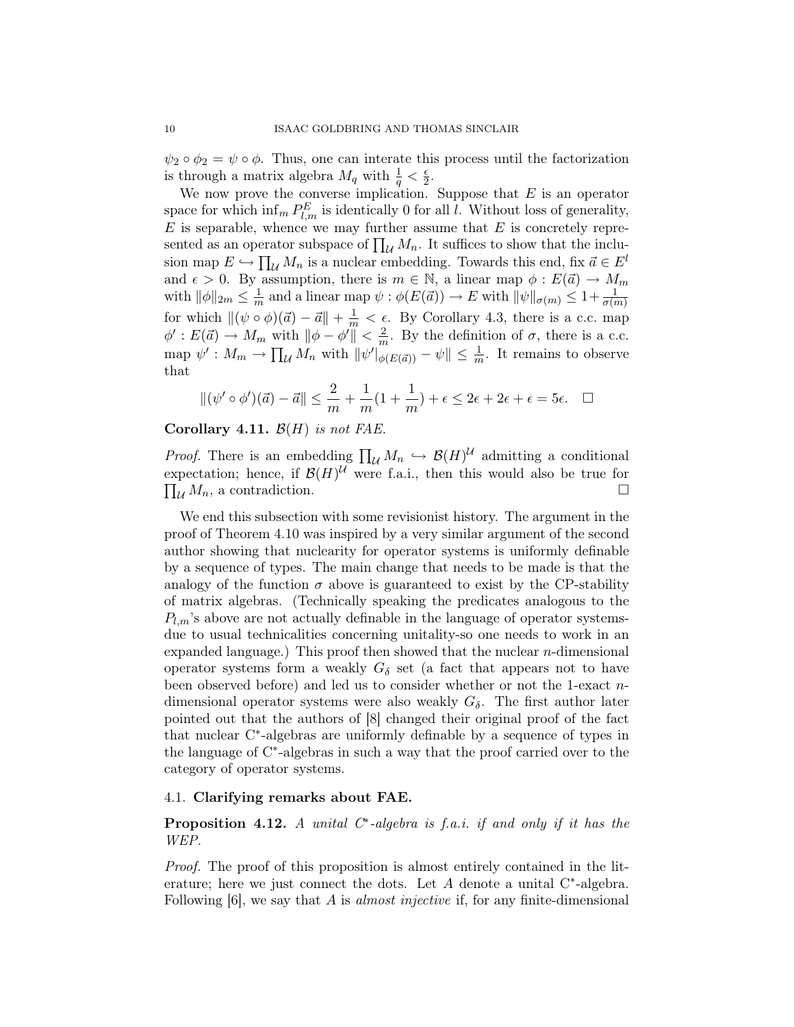$\psi_2 \circ \phi_2 = \psi \circ \phi$. Thus, one can interate this process until the factorization is through a matrix algebra $M_q$ with $\frac{1}{q} < \frac{\epsilon}{2}$.

We now prove the converse implication. Suppose that $E$ is an operator space for which $\inf_m P^E_{l,m}$ is identically 0 for all $l$. Without loss of generality, $E$ is separable, whence we may further assume that $E$ is concretely represented as an operator subspace of $\prod_{\mathcal{U}} M_n$. It suffices to show that the inclusion map $E \hookrightarrow \prod_{\mathcal{U}} M_n$ is a nuclear embedding. Towards this end, fix $\vec{a} \in E^l$ and $\epsilon > 0$. By assumption, there is $m \in \mathbb{N}$, a linear map $\phi : E(\vec{a}) \to M_m$ with $\|\phi\|_{2m} \leq \frac{1}{m}$ and a linear map $\psi : \phi(E(\vec{a})) \to E$ with $\|\psi\|_{\sigma(m)} \leq 1 + \frac{1}{\sigma(m)}$ for which $\|(\psi \circ \phi)(\vec{a}) - \vec{a}\| + \frac{1}{m} < \epsilon$. By Corollary 4.3, there is a c.c. map $\phi' : E(\vec{a}) \to M_m$ with $\|\phi - \phi'\| < \frac{2}{m}$. By the definition of $\sigma$, there is a c.c. map $\psi' : M_m \to \prod_{\mathcal{U}} M_n$ with $\|\psi'|_{\phi(E(\vec{a}))} - \psi\| \leq \frac{1}{m}$. It remains to observe that

$$\|(\psi' \circ \phi')(\vec{a}) - \vec{a}\| \leq \frac{2}{m} + \frac{1}{m}(1 + \frac{1}{m}) + \epsilon \leq 2\epsilon + 2\epsilon + \epsilon = 5\epsilon. \quad \square$$

**Corollary 4.11.** *$\mathcal{B}(H)$ is not FAE.*

*Proof.* There is an embedding $\prod_{\mathcal{U}} M_n \hookrightarrow \mathcal{B}(H)^{\mathcal{U}}$ admitting a conditional expectation; hence, if $\mathcal{B}(H)^{\mathcal{U}}$ were f.a.i., then this would also be true for $\prod_{\mathcal{U}} M_n$, a contradiction. $\square$

We end this subsection with some revisionist history. The argument in the proof of Theorem 4.10 was inspired by a very similar argument of the second author showing that nuclearity for operator systems is uniformly definable by a sequence of types. The main change that needs to be made is that the analogy of the function $\sigma$ above is guaranteed to exist by the CP-stability of matrix algebras. (Technically speaking the predicates analogous to the $P_{l,m}$'s above are not actually definable in the language of operator systems-due to usual technicalities concerning unitality-so one needs to work in an expanded language.) This proof then showed that the nuclear $n$-dimensional operator systems form a weakly $G_\delta$ set (a fact that appears not to have been observed before) and led us to consider whether or not the 1-exact $n$-dimensional operator systems were also weakly $G_\delta$. The first author later pointed out that the authors of [8] changed their original proof of the fact that nuclear C*-algebras are uniformly definable by a sequence of types in the language of C*-algebras in such a way that the proof carried over to the category of operator systems.

### 4.1. Clarifying remarks about FAE.

**Proposition 4.12.** *A unital C\*-algebra is f.a.i. if and only if it has the WEP.*

*Proof.* The proof of this proposition is almost entirely contained in the literature; here we just connect the dots. Let $A$ denote a unital C*-algebra. Following [6], we say that $A$ is *almost injective* if, for any finite-dimensional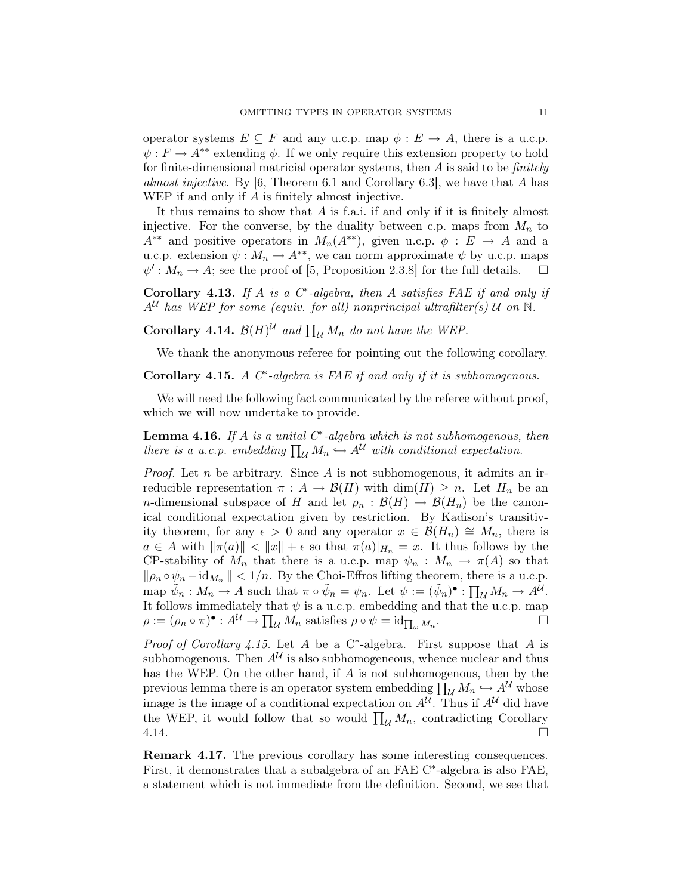operator systems $E \subseteq F$ and any u.c.p. map $\phi : E \to A$, there is a u.c.p. $\psi : F \to A^{**}$ extending $\phi$. If we only require this extension property to hold for finite-dimensional matricial operator systems, then $A$ is said to be *finitely almost injective*. By [6, Theorem 6.1 and Corollary 6.3], we have that $A$ has WEP if and only if $A$ is finitely almost injective.

It thus remains to show that $A$ is f.a.i. if and only if it is finitely almost injective. For the converse, by the duality between c.p. maps from $M_n$ to $A^{**}$ and positive operators in $M_n(A^{**})$, given u.c.p. $\phi : E \to A$ and a u.c.p. extension $\psi : M_n \to A^{**}$, we can norm approximate $\psi$ by u.c.p. maps $\psi' : M_n \to A$; see the proof of [5, Proposition 2.3.8] for the full details. $\square$

**Corollary 4.13.** *If $A$ is a C\*-algebra, then $A$ satisfies FAE if and only if $A^{\mathcal{U}}$ has WEP for some (equiv. for all) nonprincipal ultrafilter(s) $\mathcal{U}$ on $\mathbb{N}$.*

**Corollary 4.14.** *$\mathcal{B}(H)^{\mathcal{U}}$ and $\prod_{\mathcal{U}} M_n$ do not have the WEP.*

We thank the anonymous referee for pointing out the following corollary.

**Corollary 4.15.** *A C\*-algebra is FAE if and only if it is subhomogenous.*

We will need the following fact communicated by the referee without proof, which we will now undertake to provide.

**Lemma 4.16.** *If $A$ is a unital C\*-algebra which is not subhomogenous, then there is a u.c.p. embedding $\prod_{\mathcal{U}} M_n \hookrightarrow A^{\mathcal{U}}$ with conditional expectation.*

*Proof.* Let $n$ be arbitrary. Since $A$ is not subhomogenous, it admits an irreducible representation $\pi : A \to \mathcal{B}(H)$ with $\dim(H) \geq n$. Let $H_n$ be an $n$-dimensional subspace of $H$ and let $\rho_n : \mathcal{B}(H) \to \mathcal{B}(H_n)$ be the canonical conditional expectation given by restriction. By Kadison's transitivity theorem, for any $\epsilon > 0$ and any operator $x \in \mathcal{B}(H_n) \cong M_n$, there is $a \in A$ with $\|\pi(a)\| < \|x\| + \epsilon$ so that $\pi(a)|_{H_n} = x$. It thus follows by the CP-stability of $M_n$ that there is a u.c.p. map $\psi_n : M_n \to \pi(A)$ so that $\|\rho_n \circ \psi_n - \mathrm{id}_{M_n}\| < 1/n$. By the Choi-Effros lifting theorem, there is a u.c.p. map $\tilde{\psi}_n : M_n \to A$ such that $\pi \circ \tilde{\psi}_n = \psi_n$. Let $\psi := (\tilde{\psi}_n)^\bullet : \prod_{\mathcal{U}} M_n \to A^{\mathcal{U}}$. It follows immediately that $\psi$ is a u.c.p. embedding and that the u.c.p. map $\rho := (\rho_n \circ \pi)^\bullet : A^{\mathcal{U}} \to \prod_{\mathcal{U}} M_n$ satisfies $\rho \circ \psi = \mathrm{id}_{\prod_\omega M_n}$. $\square$

*Proof of Corollary 4.15.* Let $A$ be a C\*-algebra. First suppose that $A$ is subhomogenous. Then $A^{\mathcal{U}}$ is also subhomogeneous, whence nuclear and thus has the WEP. On the other hand, if $A$ is not subhomogenous, then by the previous lemma there is an operator system embedding $\prod_{\mathcal{U}} M_n \hookrightarrow A^{\mathcal{U}}$ whose image is the image of a conditional expectation on $A^{\mathcal{U}}$. Thus if $A^{\mathcal{U}}$ did have the WEP, it would follow that so would $\prod_{\mathcal{U}} M_n$, contradicting Corollary 4.14. $\square$

**Remark 4.17.** The previous corollary has some interesting consequences. First, it demonstrates that a subalgebra of an FAE C\*-algebra is also FAE, a statement which is not immediate from the definition. Second, we see that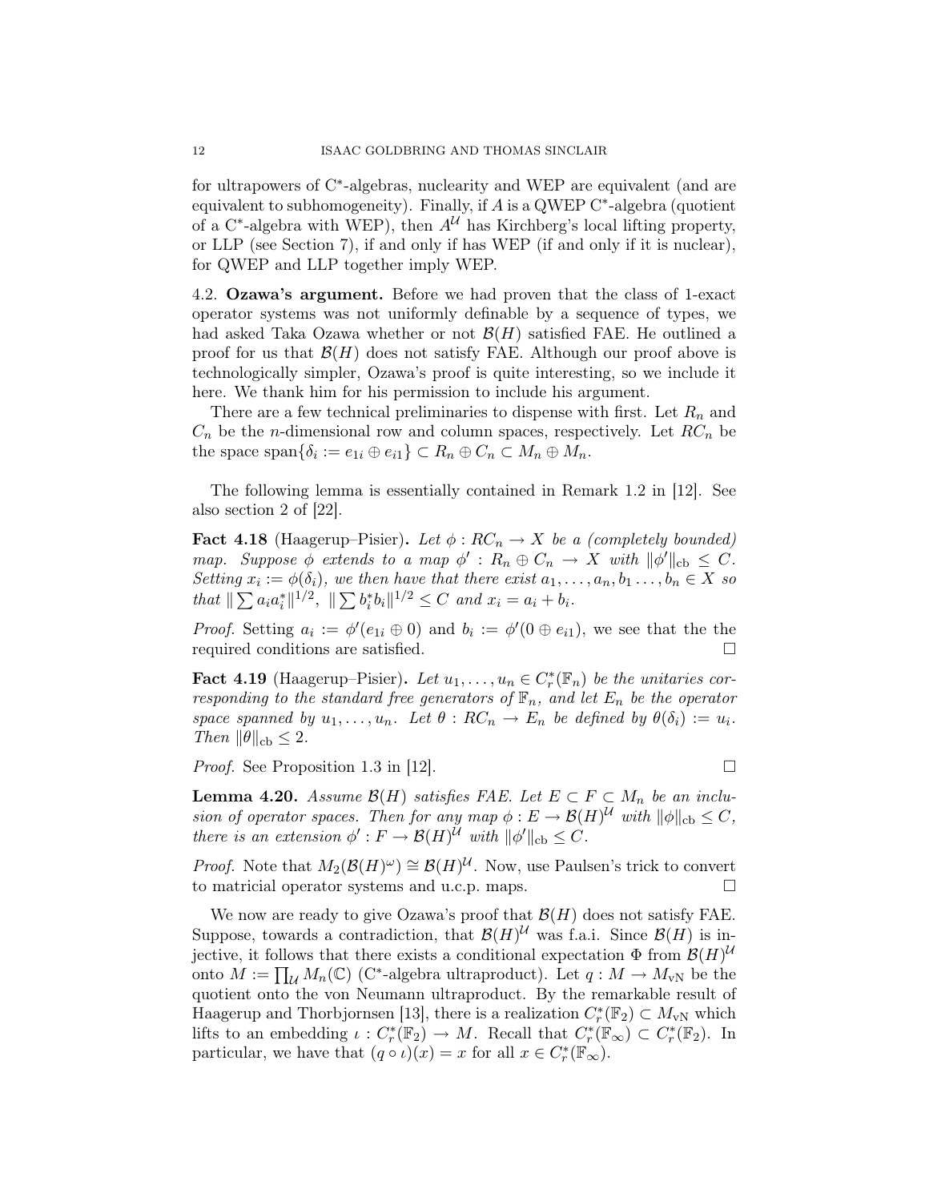for ultrapowers of C*-algebras, nuclearity and WEP are equivalent (and are equivalent to subhomogeneity). Finally, if $A$ is a QWEP C*-algebra (quotient of a C*-algebra with WEP), then $A^{\mathcal{U}}$ has Kirchberg's local lifting property, or LLP (see Section 7), if and only if has WEP (if and only if it is nuclear), for QWEP and LLP together imply WEP.

## 4.2. Ozawa's argument.

Before we had proven that the class of 1-exact operator systems was not uniformly definable by a sequence of types, we had asked Taka Ozawa whether or not $\mathcal{B}(H)$ satisfied FAE. He outlined a proof for us that $\mathcal{B}(H)$ does not satisfy FAE. Although our proof above is technologically simpler, Ozawa's proof is quite interesting, so we include it here. We thank him for his permission to include his argument.

There are a few technical preliminaries to dispense with first. Let $R_n$ and $C_n$ be the $n$-dimensional row and column spaces, respectively. Let $RC_n$ be the space $\text{span}\{\delta_i := e_{1i} \oplus e_{i1}\} \subset R_n \oplus C_n \subset M_n \oplus M_n$.

The following lemma is essentially contained in Remark 1.2 in [12]. See also section 2 of [22].

**Fact 4.18** (Haagerup–Pisier). *Let $\phi : RC_n \to X$ be a (completely bounded) map. Suppose $\phi$ extends to a map $\phi' : R_n \oplus C_n \to X$ with $\|\phi'\|_{\text{cb}} \leq C$. Setting $x_i := \phi(\delta_i)$, we then have that there exist $a_1, \ldots, a_n, b_1 \ldots, b_n \in X$ so that $\|\sum a_i a_i^*\|^{1/2}$, $\|\sum b_i^* b_i\|^{1/2} \leq C$ and $x_i = a_i + b_i$.*

*Proof.* Setting $a_i := \phi'(e_{1i} \oplus 0)$ and $b_i := \phi'(0 \oplus e_{i1})$, we see that the the required conditions are satisfied. $\square$

**Fact 4.19** (Haagerup–Pisier). *Let $u_1, \ldots, u_n \in C_r^*(\mathbb{F}_n)$ be the unitaries corresponding to the standard free generators of $\mathbb{F}_n$, and let $E_n$ be the operator space spanned by $u_1, \ldots, u_n$. Let $\theta : RC_n \to E_n$ be defined by $\theta(\delta_i) := u_i$. Then $\|\theta\|_{\text{cb}} \leq 2$.*

*Proof.* See Proposition 1.3 in [12]. $\square$

**Lemma 4.20.** *Assume $\mathcal{B}(H)$ satisfies FAE. Let $E \subset F \subset M_n$ be an inclusion of operator spaces. Then for any map $\phi : E \to \mathcal{B}(H)^{\mathcal{U}}$ with $\|\phi\|_{\text{cb}} \leq C$, there is an extension $\phi' : F \to \mathcal{B}(H)^{\mathcal{U}}$ with $\|\phi'\|_{\text{cb}} \leq C$.*

*Proof.* Note that $M_2(\mathcal{B}(H)^{\omega}) \cong \mathcal{B}(H)^{\mathcal{U}}$. Now, use Paulsen's trick to convert to matricial operator systems and u.c.p. maps. $\square$

We now are ready to give Ozawa's proof that $\mathcal{B}(H)$ does not satisfy FAE. Suppose, towards a contradiction, that $\mathcal{B}(H)^{\mathcal{U}}$ was f.a.i. Since $\mathcal{B}(H)$ is injective, it follows that there exists a conditional expectation $\Phi$ from $\mathcal{B}(H)^{\mathcal{U}}$ onto $M := \prod_{\mathcal{U}} M_n(\mathbb{C})$ (C*-algebra ultraproduct). Let $q : M \to M_{\text{vN}}$ be the quotient onto the von Neumann ultraproduct. By the remarkable result of Haagerup and Thorbjornsen [13], there is a realization $C_r^*(\mathbb{F}_2) \subset M_{\text{vN}}$ which lifts to an embedding $\iota : C_r^*(\mathbb{F}_2) \to M$. Recall that $C_r^*(\mathbb{F}_\infty) \subset C_r^*(\mathbb{F}_2)$. In particular, we have that $(q \circ \iota)(x) = x$ for all $x \in C_r^*(\mathbb{F}_\infty)$.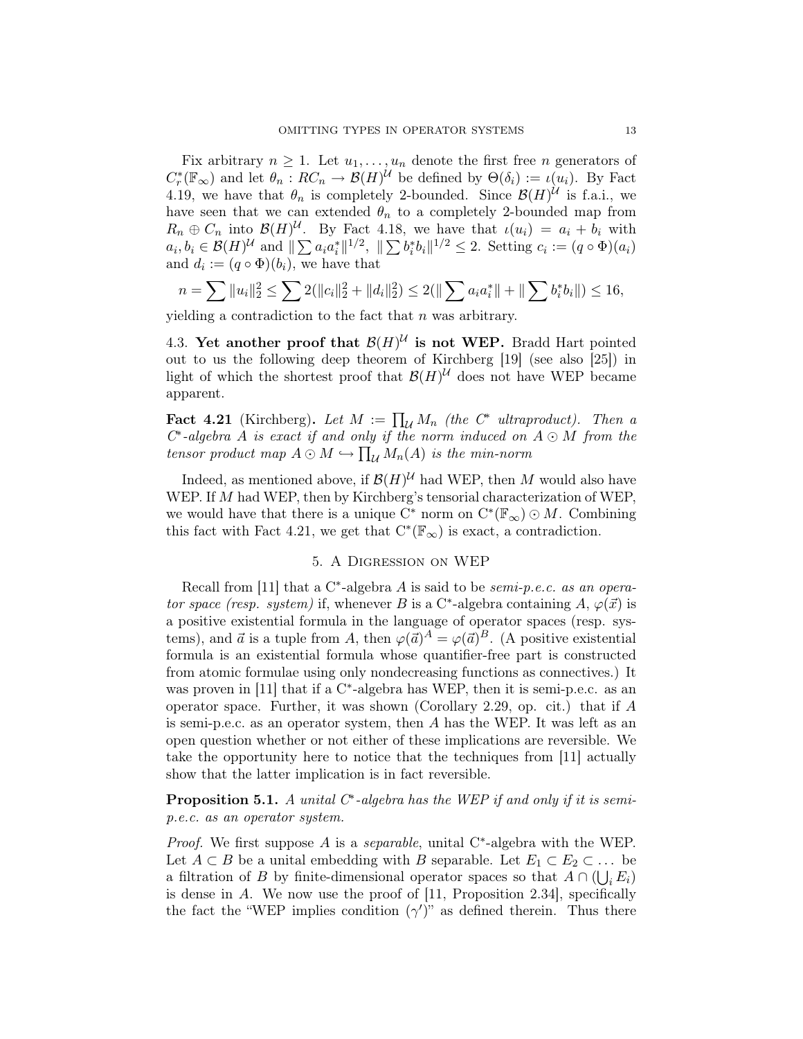Fix arbitrary $n \geq 1$. Let $u_1, \ldots, u_n$ denote the first free $n$ generators of $C^*_r(\mathbb{F}_\infty)$ and let $\theta_n : RC_n \to \mathcal{B}(H)^{\mathcal{U}}$ be defined by $\Theta(\delta_i) := \iota(u_i)$. By Fact 4.19, we have that $\theta_n$ is completely 2-bounded. Since $\mathcal{B}(H)^{\mathcal{U}}$ is f.a.i., we have seen that we can extended $\theta_n$ to a completely 2-bounded map from $R_n \oplus C_n$ into $\mathcal{B}(H)^{\mathcal{U}}$. By Fact 4.18, we have that $\iota(u_i) = a_i + b_i$ with $a_i, b_i \in \mathcal{B}(H)^{\mathcal{U}}$ and $\| \sum a_i a_i^* \|^{1/2}$, $\| \sum b_i^* b_i \|^{1/2} \leq 2$. Setting $c_i := (q \circ \Phi)(a_i)$ and $d_i := (q \circ \Phi)(b_i)$, we have that

$$n = \sum \|u_i\|_2^2 \leq \sum 2(\|c_i\|_2^2 + \|d_i\|_2^2) \leq 2(\| \sum a_i a_i^* \| + \| \sum b_i^* b_i \|) \leq 16,$$

yielding a contradiction to the fact that $n$ was arbitrary.

## 4.3. Yet another proof that $\mathcal{B}(H)^{\mathcal{U}}$ is not WEP.

Bradd Hart pointed out to us the following deep theorem of Kirchberg [19] (see also [25]) in light of which the shortest proof that $\mathcal{B}(H)^{\mathcal{U}}$ does not have WEP became apparent.

**Fact 4.21** (Kirchberg)**.** *Let $M := \prod_{\mathcal{U}} M_n$ (the C$^*$ ultraproduct). Then a C$^*$-algebra $A$ is exact if and only if the norm induced on $A \odot M$ from the tensor product map $A \odot M \hookrightarrow \prod_{\mathcal{U}} M_n(A)$ is the min-norm*

Indeed, as mentioned above, if $\mathcal{B}(H)^{\mathcal{U}}$ had WEP, then $M$ would also have WEP. If $M$ had WEP, then by Kirchberg's tensorial characterization of WEP, we would have that there is a unique C$^*$ norm on C$^*(\mathbb{F}_\infty) \odot M$. Combining this fact with Fact 4.21, we get that C$^*(\mathbb{F}_\infty)$ is exact, a contradiction.

# 5. A Digression on WEP

Recall from [11] that a C$^*$-algebra $A$ is said to be *semi-p.e.c. as an operator space (resp. system)* if, whenever $B$ is a C$^*$-algebra containing $A$, $\varphi(\vec{x})$ is a positive existential formula in the language of operator spaces (resp. systems), and $\vec{a}$ is a tuple from $A$, then $\varphi(\vec{a})^A = \varphi(\vec{a})^B$. (A positive existential formula is an existential formula whose quantifier-free part is constructed from atomic formulae using only nondecreasing functions as connectives.) It was proven in [11] that if a C$^*$-algebra has WEP, then it is semi-p.e.c. as an operator space. Further, it was shown (Corollary 2.29, op. cit.) that if $A$ is semi-p.e.c. as an operator system, then $A$ has the WEP. It was left as an open question whether or not either of these implications are reversible. We take the opportunity here to notice that the techniques from [11] actually show that the latter implication is in fact reversible.

**Proposition 5.1.** *A unital C$^*$-algebra has the WEP if and only if it is semi-p.e.c. as an operator system.*

*Proof.* We first suppose $A$ is a *separable*, unital C$^*$-algebra with the WEP. Let $A \subset B$ be a unital embedding with $B$ separable. Let $E_1 \subset E_2 \subset \ldots$ be a filtration of $B$ by finite-dimensional operator spaces so that $A \cap (\bigcup_i E_i)$ is dense in $A$. We now use the proof of [11, Proposition 2.34], specifically the fact the "WEP implies condition $(\gamma')$" as defined therein. Thus there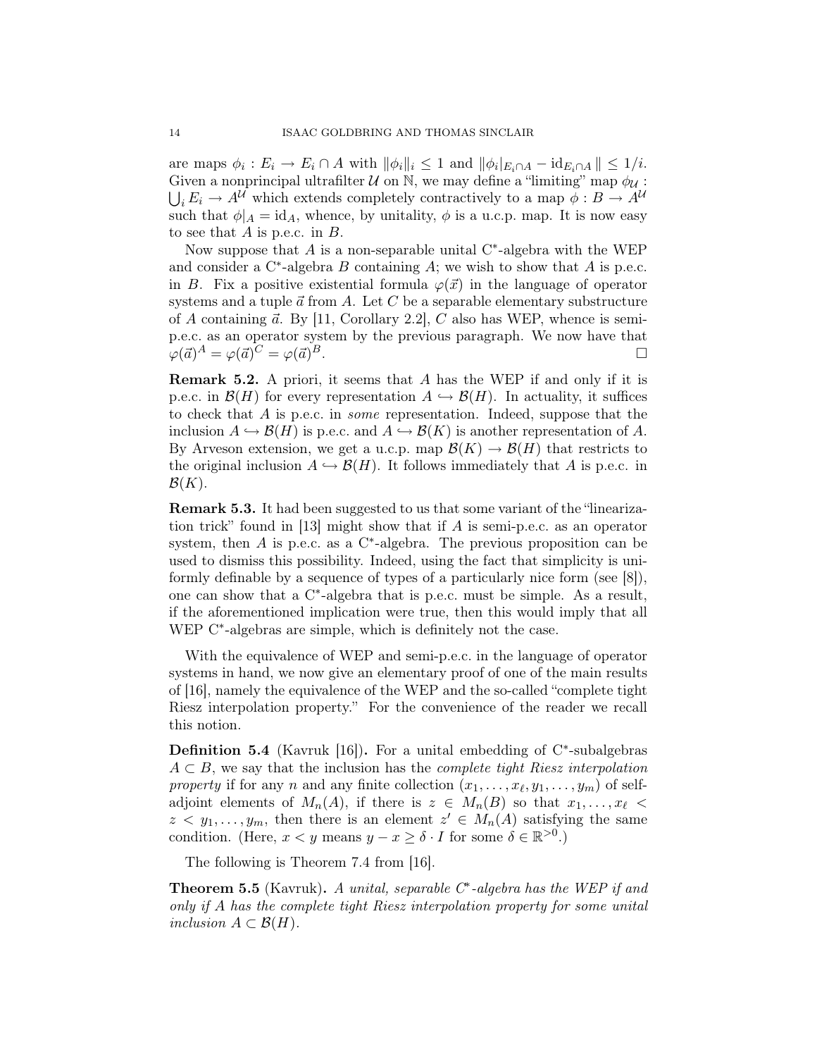are maps $\phi_i : E_i \to E_i \cap A$ with $\|\phi_i\|_i \leq 1$ and $\|\phi_i|_{E_i \cap A} - \mathrm{id}_{E_i \cap A}\| \leq 1/i$. Given a nonprincipal ultrafilter $\mathcal{U}$ on $\mathbb{N}$, we may define a "limiting" map $\phi_{\mathcal{U}} : \bigcup_i E_i \to A^{\mathcal{U}}$ which extends completely contractively to a map $\phi : B \to A^{\mathcal{U}}$ such that $\phi|_A = \mathrm{id}_A$, whence, by unitality, $\phi$ is a u.c.p. map. It is now easy to see that $A$ is p.e.c. in $B$.

Now suppose that $A$ is a non-separable unital C*-algebra with the WEP and consider a C*-algebra $B$ containing $A$; we wish to show that $A$ is p.e.c. in $B$. Fix a positive existential formula $\varphi(\vec{x})$ in the language of operator systems and a tuple $\vec{a}$ from $A$. Let $C$ be a separable elementary substructure of $A$ containing $\vec{a}$. By [11, Corollary 2.2], $C$ also has WEP, whence is semi-p.e.c. as an operator system by the previous paragraph. We now have that $\varphi(\vec{a})^A = \varphi(\vec{a})^C = \varphi(\vec{a})^B$. □

**Remark 5.2.** A priori, it seems that $A$ has the WEP if and only if it is p.e.c. in $\mathcal{B}(H)$ for every representation $A \hookrightarrow \mathcal{B}(H)$. In actuality, it suffices to check that $A$ is p.e.c. in *some* representation. Indeed, suppose that the inclusion $A \hookrightarrow \mathcal{B}(H)$ is p.e.c. and $A \hookrightarrow \mathcal{B}(K)$ is another representation of $A$. By Arveson extension, we get a u.c.p. map $\mathcal{B}(K) \to \mathcal{B}(H)$ that restricts to the original inclusion $A \hookrightarrow \mathcal{B}(H)$. It follows immediately that $A$ is p.e.c. in $\mathcal{B}(K)$.

**Remark 5.3.** It had been suggested to us that some variant of the "linearization trick" found in [13] might show that if $A$ is semi-p.e.c. as an operator system, then $A$ is p.e.c. as a C*-algebra. The previous proposition can be used to dismiss this possibility. Indeed, using the fact that simplicity is uniformly definable by a sequence of types of a particularly nice form (see [8]), one can show that a C*-algebra that is p.e.c. must be simple. As a result, if the aforementioned implication were true, then this would imply that all WEP C*-algebras are simple, which is definitely not the case.

With the equivalence of WEP and semi-p.e.c. in the language of operator systems in hand, we now give an elementary proof of one of the main results of [16], namely the equivalence of the WEP and the so-called "complete tight Riesz interpolation property." For the convenience of the reader we recall this notion.

**Definition 5.4** (Kavruk [16])**.** For a unital embedding of C*-subalgebras $A \subset B$, we say that the inclusion has the *complete tight Riesz interpolation property* if for any $n$ and any finite collection $(x_1, \ldots, x_\ell, y_1, \ldots, y_m)$ of self-adjoint elements of $M_n(A)$, if there is $z \in M_n(B)$ so that $x_1, \ldots, x_\ell < z < y_1, \ldots, y_m$, then there is an element $z' \in M_n(A)$ satisfying the same condition. (Here, $x < y$ means $y - x \geq \delta \cdot I$ for some $\delta \in \mathbb{R}^{>0}$.)

The following is Theorem 7.4 from [16].

**Theorem 5.5** (Kavruk)**.** *A unital, separable C*-algebra has the WEP if and only if $A$ has the complete tight Riesz interpolation property for some unital inclusion $A \subset \mathcal{B}(H)$.*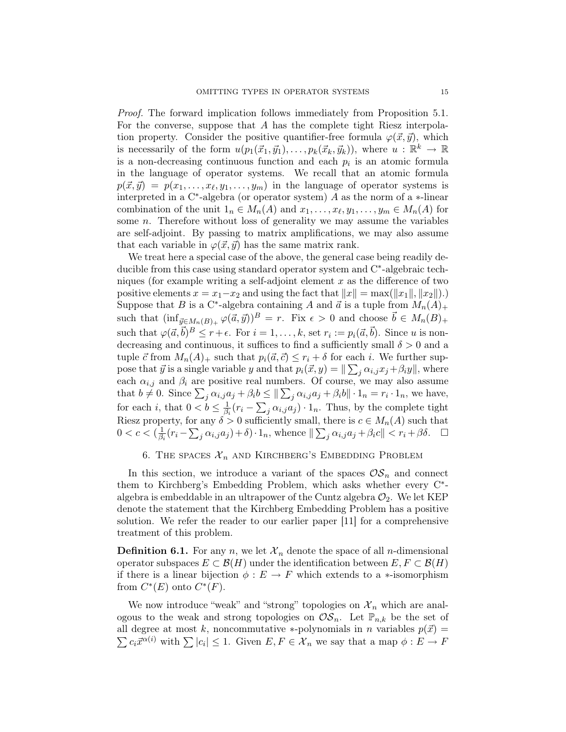*Proof.* The forward implication follows immediately from Proposition 5.1. For the converse, suppose that $A$ has the complete tight Riesz interpolation property. Consider the positive quantifier-free formula $\varphi(\vec{x}, \vec{y})$, which is necessarily of the form $u(p_1(\vec{x}_1, \vec{y}_1), \ldots, p_k(\vec{x}_k, \vec{y}_k))$, where $u : \mathbb{R}^k \to \mathbb{R}$ is a non-decreasing continuous function and each $p_i$ is an atomic formula in the language of operator systems. We recall that an atomic formula $p(\vec{x}, \vec{y}) = p(x_1, \ldots, x_\ell, y_1, \ldots, y_m)$ in the language of operator systems is interpreted in a C*-algebra (or operator system) $A$ as the norm of a $*$-linear combination of the unit $1_n \in M_n(A)$ and $x_1, \ldots, x_\ell, y_1, \ldots, y_m \in M_n(A)$ for some $n$. Therefore without loss of generality we may assume the variables are self-adjoint. By passing to matrix amplifications, we may also assume that each variable in $\varphi(\vec{x}, \vec{y})$ has the same matrix rank.

We treat here a special case of the above, the general case being readily deducible from this case using standard operator system and C*-algebraic techniques (for example writing a self-adjoint element $x$ as the difference of two positive elements $x = x_1 - x_2$ and using the fact that $\|x\| = \max(\|x_1\|, \|x_2\|)$.) Suppose that $B$ is a C*-algebra containing $A$ and $\vec{a}$ is a tuple from $M_n(A)_+$ such that $(\inf_{\vec{y} \in M_n(B)_+} \varphi(\vec{a}, \vec{y}))^B = r$. Fix $\epsilon > 0$ and choose $\vec{b} \in M_n(B)_+$ such that $\varphi(\vec{a}, \vec{b})^B \leq r + \epsilon$. For $i = 1, \ldots, k$, set $r_i := p_i(\vec{a}, \vec{b})$. Since $u$ is non-decreasing and continuous, it suffices to find a sufficiently small $\delta > 0$ and a tuple $\vec{c}$ from $M_n(A)_+$ such that $p_i(\vec{a}, \vec{c}) \leq r_i + \delta$ for each $i$. We further suppose that $\vec{y}$ is a single variable $y$ and that $p_i(\vec{x}, y) = \| \sum_j \alpha_{i,j} x_j + \beta_i y \|$, where each $\alpha_{i,j}$ and $\beta_i$ are positive real numbers. Of course, we may also assume that $b \neq 0$. Since $\sum_j \alpha_{i,j} a_j + \beta_i b \leq \| \sum_j \alpha_{i,j} a_j + \beta_i b \| \cdot 1_n = r_i \cdot 1_n$, we have, for each $i$, that $0 < b \leq \frac{1}{\beta_i}(r_i - \sum_j \alpha_{i,j} a_j) \cdot 1_n$. Thus, by the complete tight Riesz property, for any $\delta > 0$ sufficiently small, there is $c \in M_n(A)$ such that $0 < c < (\frac{1}{\beta_i}(r_i - \sum_j \alpha_{i,j} a_j) + \delta) \cdot 1_n$, whence $\| \sum_j \alpha_{i,j} a_j + \beta_i c \| < r_i + \beta \delta$. $\square$

## 6. The spaces $\mathcal{X}_n$ and Kirchberg's Embedding Problem

In this section, we introduce a variant of the spaces $\mathcal{OS}_n$ and connect them to Kirchberg's Embedding Problem, which asks whether every C*-algebra is embeddable in an ultrapower of the Cuntz algebra $\mathcal{O}_2$. We let KEP denote the statement that the Kirchberg Embedding Problem has a positive solution. We refer the reader to our earlier paper [11] for a comprehensive treatment of this problem.

**Definition 6.1.** For any $n$, we let $\mathcal{X}_n$ denote the space of all $n$-dimensional operator subspaces $E \subset \mathcal{B}(H)$ under the identification between $E, F \subset \mathcal{B}(H)$ if there is a linear bijection $\phi : E \to F$ which extends to a $*$-isomorphism from $C^*(E)$ onto $C^*(F)$.

We now introduce "weak" and "strong" topologies on $\mathcal{X}_n$ which are analogous to the weak and strong topologies on $\mathcal{OS}_n$. Let $\mathbb{P}_{n,k}$ be the set of all degree at most $k$, noncommutative $*$-polynomials in $n$ variables $p(\vec{x}) = \sum c_i \vec{x}^{\alpha(i)}$ with $\sum |c_i| \leq 1$. Given $E, F \in \mathcal{X}_n$ we say that a map $\phi : E \to F$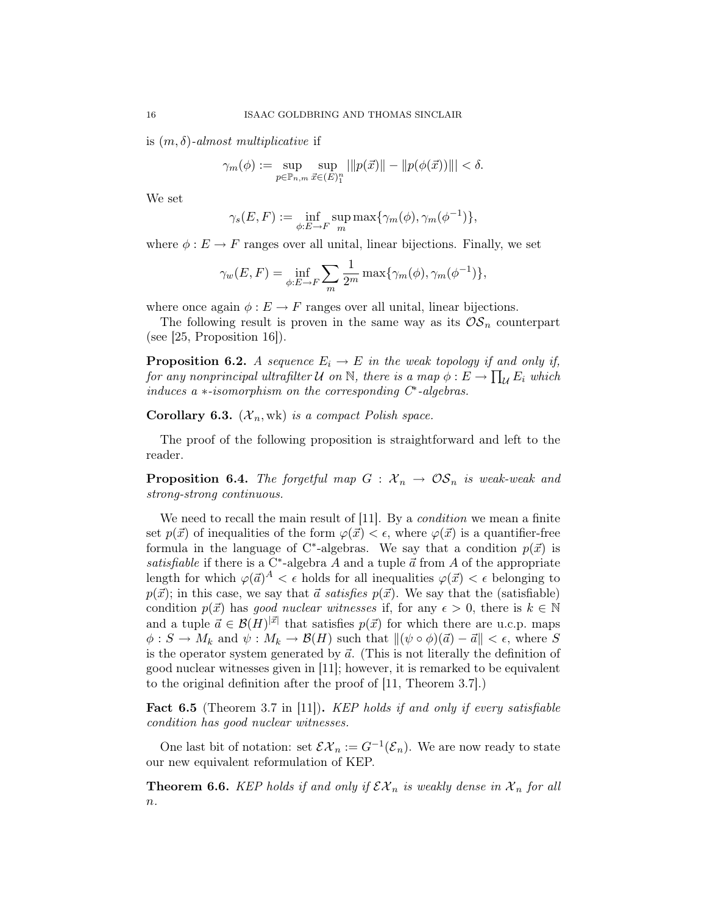is $(m, \delta)$-*almost multiplicative* if

$$\gamma_m(\phi) := \sup_{p \in \mathbb{P}_{n,m}} \sup_{\vec{x} \in (E)_1^n} |\|p(\vec{x})\| - \|p(\phi(\vec{x}))\|| < \delta.$$

We set

$$\gamma_s(E, F) := \inf_{\phi: E \to F} \sup_m \max\{\gamma_m(\phi), \gamma_m(\phi^{-1})\},$$

where $\phi : E \to F$ ranges over all unital, linear bijections. Finally, we set

$$\gamma_w(E, F) = \inf_{\phi: E \to F} \sum_m \frac{1}{2^m} \max\{\gamma_m(\phi), \gamma_m(\phi^{-1})\},$$

where once again $\phi : E \to F$ ranges over all unital, linear bijections.

The following result is proven in the same way as its $\mathcal{OS}_n$ counterpart (see [25, Proposition 16]).

**Proposition 6.2.** *A sequence $E_i \to E$ in the weak topology if and only if, for any nonprincipal ultrafilter $\mathcal{U}$ on $\mathbb{N}$, there is a map $\phi : E \to \prod_{\mathcal{U}} E_i$ which induces a $*$-isomorphism on the corresponding C\*-algebras.*

**Corollary 6.3.** *$(\mathcal{X}_n, \mathrm{wk})$ is a compact Polish space.*

The proof of the following proposition is straightforward and left to the reader.

**Proposition 6.4.** *The forgetful map $G : \mathcal{X}_n \to \mathcal{OS}_n$ is weak-weak and strong-strong continuous.*

We need to recall the main result of [11]. By a *condition* we mean a finite set $p(\vec{x})$ of inequalities of the form $\varphi(\vec{x}) < \epsilon$, where $\varphi(\vec{x})$ is a quantifier-free formula in the language of C\*-algebras. We say that a condition $p(\vec{x})$ is *satisfiable* if there is a C\*-algebra $A$ and a tuple $\vec{a}$ from $A$ of the appropriate length for which $\varphi(\vec{a})^A < \epsilon$ holds for all inequalities $\varphi(\vec{x}) < \epsilon$ belonging to $p(\vec{x})$; in this case, we say that $\vec{a}$ *satisfies* $p(\vec{x})$. We say that the (satisfiable) condition $p(\vec{x})$ has *good nuclear witnesses* if, for any $\epsilon > 0$, there is $k \in \mathbb{N}$ and a tuple $\vec{a} \in \mathcal{B}(H)^{|\vec{x}|}$ that satisfies $p(\vec{x})$ for which there are u.c.p. maps $\phi : S \to M_k$ and $\psi : M_k \to \mathcal{B}(H)$ such that $\|(\psi \circ \phi)(\vec{a}) - \vec{a}\| < \epsilon$, where $S$ is the operator system generated by $\vec{a}$. (This is not literally the definition of good nuclear witnesses given in [11]; however, it is remarked to be equivalent to the original definition after the proof of [11, Theorem 3.7].)

**Fact 6.5** (Theorem 3.7 in [11])**.** *KEP holds if and only if every satisfiable condition has good nuclear witnesses.*

One last bit of notation: set $\mathcal{EX}_n := G^{-1}(\mathcal{E}_n)$. We are now ready to state our new equivalent reformulation of KEP.

**Theorem 6.6.** *KEP holds if and only if $\mathcal{EX}_n$ is weakly dense in $\mathcal{X}_n$ for all $n$.*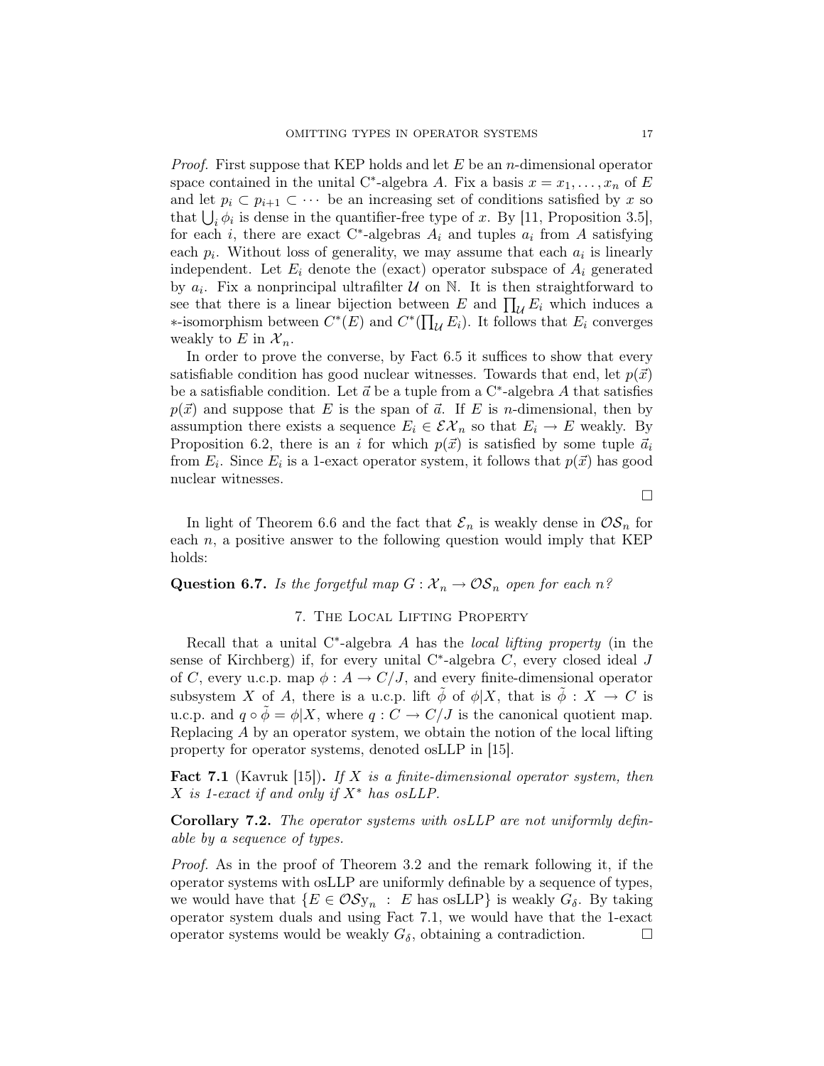*Proof.* First suppose that KEP holds and let $E$ be an $n$-dimensional operator space contained in the unital C*-algebra $A$. Fix a basis $x = x_1, \ldots, x_n$ of $E$ and let $p_i \subset p_{i+1} \subset \cdots$ be an increasing set of conditions satisfied by $x$ so that $\bigcup_i \phi_i$ is dense in the quantifier-free type of $x$. By [11, Proposition 3.5], for each $i$, there are exact C*-algebras $A_i$ and tuples $a_i$ from $A$ satisfying each $p_i$. Without loss of generality, we may assume that each $a_i$ is linearly independent. Let $E_i$ denote the (exact) operator subspace of $A_i$ generated by $a_i$. Fix a nonprincipal ultrafilter $\mathcal{U}$ on $\mathbb{N}$. It is then straightforward to see that there is a linear bijection between $E$ and $\prod_{\mathcal{U}} E_i$ which induces a $*$-isomorphism between $C^*(E)$ and $C^*(\prod_{\mathcal{U}} E_i)$. It follows that $E_i$ converges weakly to $E$ in $\mathcal{X}_n$.

In order to prove the converse, by Fact 6.5 it suffices to show that every satisfiable condition has good nuclear witnesses. Towards that end, let $p(\vec{x})$ be a satisfiable condition. Let $\vec{a}$ be a tuple from a C*-algebra $A$ that satisfies $p(\vec{x})$ and suppose that $E$ is the span of $\vec{a}$. If $E$ is $n$-dimensional, then by assumption there exists a sequence $E_i \in \mathcal{E}\mathcal{X}_n$ so that $E_i \to E$ weakly. By Proposition 6.2, there is an $i$ for which $p(\vec{x})$ is satisfied by some tuple $\vec{a}_i$ from $E_i$. Since $E_i$ is a 1-exact operator system, it follows that $p(\vec{x})$ has good nuclear witnesses.

□

In light of Theorem 6.6 and the fact that $\mathcal{E}_n$ is weakly dense in $\mathcal{OS}_n$ for each $n$, a positive answer to the following question would imply that KEP holds:

**Question 6.7.** *Is the forgetful map $G : \mathcal{X}_n \to \mathcal{OS}_n$ open for each $n$?*

## 7. The Local Lifting Property

Recall that a unital C*-algebra $A$ has the *local lifting property* (in the sense of Kirchberg) if, for every unital C*-algebra $C$, every closed ideal $J$ of $C$, every u.c.p. map $\phi : A \to C/J$, and every finite-dimensional operator subsystem $X$ of $A$, there is a u.c.p. lift $\tilde{\phi}$ of $\phi|X$, that is $\tilde{\phi} : X \to C$ is u.c.p. and $q \circ \tilde{\phi} = \phi|X$, where $q : C \to C/J$ is the canonical quotient map. Replacing $A$ by an operator system, we obtain the notion of the local lifting property for operator systems, denoted osLLP in [15].

**Fact 7.1** (Kavruk [15])**.** *If $X$ is a finite-dimensional operator system, then $X$ is 1-exact if and only if $X^*$ has osLLP.*

**Corollary 7.2.** *The operator systems with osLLP are not uniformly definable by a sequence of types.*

*Proof.* As in the proof of Theorem 3.2 and the remark following it, if the operator systems with osLLP are uniformly definable by a sequence of types, we would have that $\{E \in \mathcal{OS}\mathrm{y}_n \ : \ E \text{ has osLLP}\}$ is weakly $G_\delta$. By taking operator system duals and using Fact 7.1, we would have that the 1-exact operator systems would be weakly $G_\delta$, obtaining a contradiction. □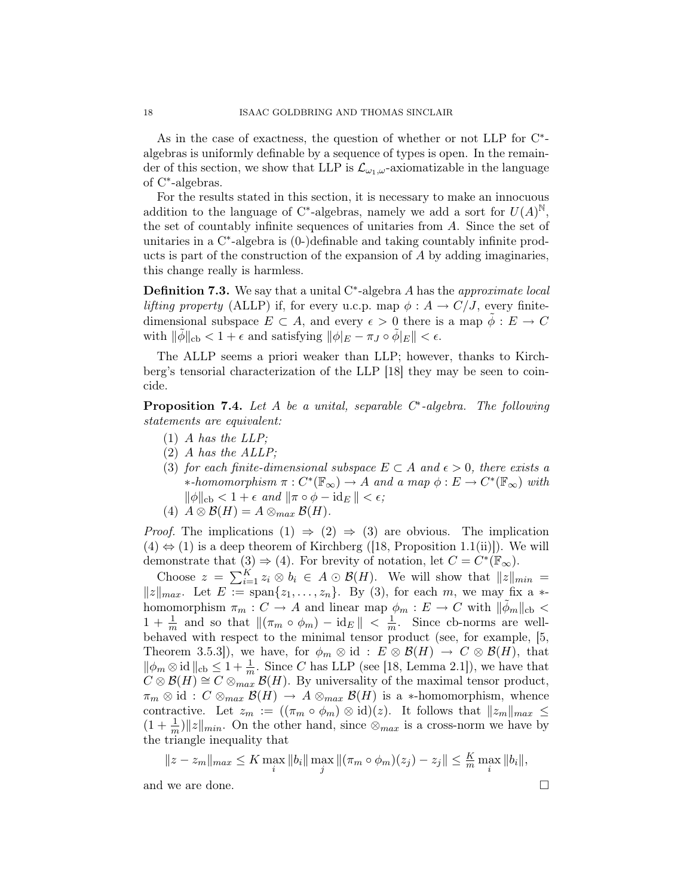As in the case of exactness, the question of whether or not LLP for C*-algebras is uniformly definable by a sequence of types is open. In the remainder of this section, we show that LLP is $\mathcal{L}_{\omega_1,\omega}$-axiomatizable in the language of C*-algebras.

For the results stated in this section, it is necessary to make an innocuous addition to the language of C*-algebras, namely we add a sort for $U(A)^{\mathbb{N}}$, the set of countably infinite sequences of unitaries from $A$. Since the set of unitaries in a C*-algebra is (0-)definable and taking countably infinite products is part of the construction of the expansion of $A$ by adding imaginaries, this change really is harmless.

**Definition 7.3.** We say that a unital C*-algebra $A$ has the *approximate local lifting property* (ALLP) if, for every u.c.p. map $\phi : A \to C/J$, every finite-dimensional subspace $E \subset A$, and every $\epsilon > 0$ there is a map $\tilde{\phi} : E \to C$ with $\|\tilde{\phi}\|_{\mathrm{cb}} < 1 + \epsilon$ and satisfying $\|\phi|_E - \pi_J \circ \tilde{\phi}|_E\| < \epsilon$.

The ALLP seems a priori weaker than LLP; however, thanks to Kirchberg's tensorial characterization of the LLP [18] they may be seen to coincide.

**Proposition 7.4.** *Let $A$ be a unital, separable C*-algebra. The following statements are equivalent:*

1. *$A$ has the LLP;*
2. *$A$ has the ALLP;*
3. *for each finite-dimensional subspace $E \subset A$ and $\epsilon > 0$, there exists a $*$-homomorphism $\pi : C^*(\mathbb{F}_\infty) \to A$ and a map $\phi : E \to C^*(\mathbb{F}_\infty)$ with $\|\phi\|_{\mathrm{cb}} < 1 + \epsilon$ and $\|\pi \circ \phi - \mathrm{id}_E\| < \epsilon$;*
4. *$A \otimes \mathcal{B}(H) = A \otimes_{max} \mathcal{B}(H)$.*

*Proof.* The implications (1) $\Rightarrow$ (2) $\Rightarrow$ (3) are obvious. The implication (4) $\Leftrightarrow$ (1) is a deep theorem of Kirchberg ([18, Proposition 1.1(ii)]). We will demonstrate that (3) $\Rightarrow$ (4). For brevity of notation, let $C = C^*(\mathbb{F}_\infty)$.

Choose $z = \sum_{i=1}^{K} z_i \otimes b_i \in A \odot \mathcal{B}(H)$. We will show that $\|z\|_{min} = \|z\|_{max}$. Let $E := \mathrm{span}\{z_1, \ldots, z_n\}$. By (3), for each $m$, we may fix a $*$-homomorphism $\pi_m : C \to A$ and linear map $\phi_m : E \to C$ with $\|\tilde{\phi}_m\|_{\mathrm{cb}} < 1 + \frac{1}{m}$ and so that $\|(\pi_m \circ \phi_m) - \mathrm{id}_E\| < \frac{1}{m}$. Since cb-norms are well-behaved with respect to the minimal tensor product (see, for example, [5, Theorem 3.5.3]), we have, for $\phi_m \otimes \mathrm{id} : E \otimes \mathcal{B}(H) \to C \otimes \mathcal{B}(H)$, that $\|\phi_m \otimes \mathrm{id}\|_{\mathrm{cb}} \leq 1 + \frac{1}{m}$. Since $C$ has LLP (see [18, Lemma 2.1]), we have that $C \otimes \mathcal{B}(H) \cong C \otimes_{max} \mathcal{B}(H)$. By universality of the maximal tensor product, $\pi_m \otimes \mathrm{id} : C \otimes_{max} \mathcal{B}(H) \to A \otimes_{max} \mathcal{B}(H)$ is a $*$-homomorphism, whence contractive. Let $z_m := ((\pi_m \circ \phi_m) \otimes \mathrm{id})(z)$. It follows that $\|z_m\|_{max} \leq (1 + \frac{1}{m})\|z\|_{min}$. On the other hand, since $\otimes_{max}$ is a cross-norm we have by the triangle inequality that

$$\|z - z_m\|_{max} \leq K \max_i \|b_i\| \max_j \|(\pi_m \circ \phi_m)(z_j) - z_j\| \leq \tfrac{K}{m} \max_i \|b_i\|,$$

and we are done. $\square$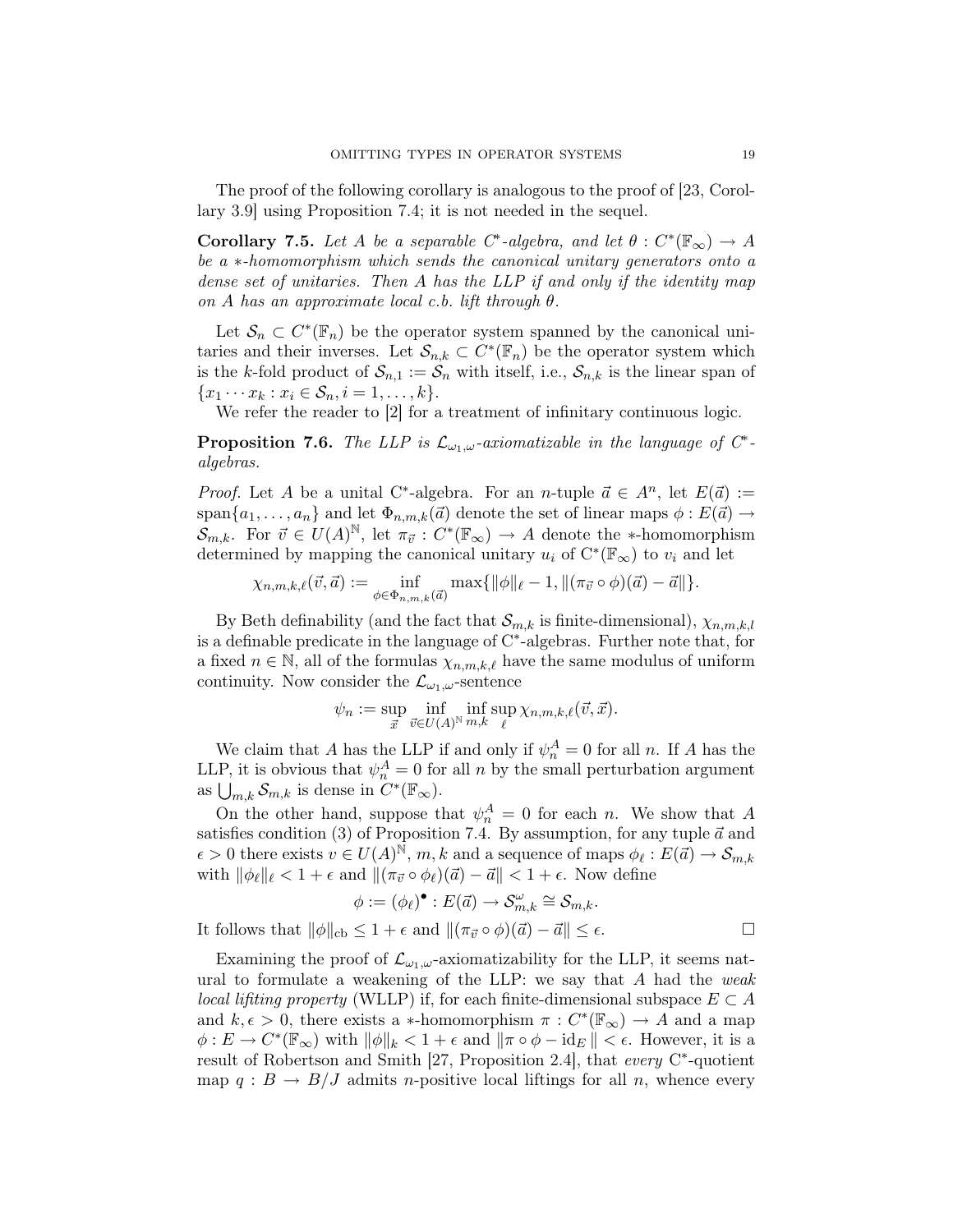The proof of the following corollary is analogous to the proof of [23, Corollary 3.9] using Proposition 7.4; it is not needed in the sequel.

**Corollary 7.5.** *Let $A$ be a separable $C^*$-algebra, and let $\theta : C^*(\mathbb{F}_\infty) \to A$ be a $*$-homomorphism which sends the canonical unitary generators onto a dense set of unitaries. Then $A$ has the LLP if and only if the identity map on $A$ has an approximate local c.b. lift through $\theta$.*

Let $\mathcal{S}_n \subset C^*(\mathbb{F}_n)$ be the operator system spanned by the canonical unitaries and their inverses. Let $\mathcal{S}_{n,k} \subset C^*(\mathbb{F}_n)$ be the operator system which is the $k$-fold product of $\mathcal{S}_{n,1} := \mathcal{S}_n$ with itself, i.e., $\mathcal{S}_{n,k}$ is the linear span of $\{x_1 \cdots x_k : x_i \in \mathcal{S}_n, i = 1, \ldots, k\}$.

We refer the reader to [2] for a treatment of infinitary continuous logic.

**Proposition 7.6.** *The LLP is $\mathcal{L}_{\omega_1,\omega}$-axiomatizable in the language of $C^*$-algebras.*

*Proof.* Let $A$ be a unital C*-algebra. For an $n$-tuple $\vec{a} \in A^n$, let $E(\vec{a}) := \operatorname{span}\{a_1, \ldots, a_n\}$ and let $\Phi_{n,m,k}(\vec{a})$ denote the set of linear maps $\phi : E(\vec{a}) \to \mathcal{S}_{m,k}$. For $\vec{v} \in U(A)^{\mathbb{N}}$, let $\pi_{\vec{v}} : C^*(\mathbb{F}_\infty) \to A$ denote the $*$-homomorphism determined by mapping the canonical unitary $u_i$ of $C^*(\mathbb{F}_\infty)$ to $v_i$ and let

$$\chi_{n,m,k,\ell}(\vec{v}, \vec{a}) := \inf_{\phi \in \Phi_{n,m,k}(\vec{a})} \max\{\|\phi\|_\ell - 1, \|(\pi_{\vec{v}} \circ \phi)(\vec{a}) - \vec{a}\|\}.$$

By Beth definability (and the fact that $\mathcal{S}_{m,k}$ is finite-dimensional), $\chi_{n,m,k,l}$ is a definable predicate in the language of C*-algebras. Further note that, for a fixed $n \in \mathbb{N}$, all of the formulas $\chi_{n,m,k,\ell}$ have the same modulus of uniform continuity. Now consider the $\mathcal{L}_{\omega_1,\omega}$-sentence

$$\psi_n := \sup_{\vec{x}} \inf_{\vec{v} \in U(A)^{\mathbb{N}}} \inf_{m,k} \sup_{\ell} \chi_{n,m,k,\ell}(\vec{v}, \vec{x}).$$

We claim that $A$ has the LLP if and only if $\psi_n^A = 0$ for all $n$. If $A$ has the LLP, it is obvious that $\psi_n^A = 0$ for all $n$ by the small perturbation argument as $\bigcup_{m,k} \mathcal{S}_{m,k}$ is dense in $C^*(\mathbb{F}_\infty)$.

On the other hand, suppose that $\psi_n^A = 0$ for each $n$. We show that $A$ satisfies condition (3) of Proposition 7.4. By assumption, for any tuple $\vec{a}$ and $\epsilon > 0$ there exists $v \in U(A)^{\mathbb{N}}$, $m, k$ and a sequence of maps $\phi_\ell : E(\vec{a}) \to \mathcal{S}_{m,k}$ with $\|\phi_\ell\|_\ell < 1 + \epsilon$ and $\|(\pi_{\vec{v}} \circ \phi_\ell)(\vec{a}) - \vec{a}\| < 1 + \epsilon$. Now define

$$\phi := (\phi_\ell)^\bullet : E(\vec{a}) \to \mathcal{S}_{m,k}^\omega \cong \mathcal{S}_{m,k}.$$

It follows that $\|\phi\|_{\mathrm{cb}} \le 1 + \epsilon$ and $\|(\pi_{\vec{v}} \circ \phi)(\vec{a}) - \vec{a}\| \le \epsilon$. $\square$

Examining the proof of $\mathcal{L}_{\omega_1,\omega}$-axiomatizability for the LLP, it seems natural to formulate a weakening of the LLP: we say that $A$ had the *weak local lifiting property* (WLLP) if, for each finite-dimensional subspace $E \subset A$ and $k, \epsilon > 0$, there exists a $*$-homomorphism $\pi : C^*(\mathbb{F}_\infty) \to A$ and a map $\phi : E \to C^*(\mathbb{F}_\infty)$ with $\|\phi\|_k < 1 + \epsilon$ and $\|\pi \circ \phi - \mathrm{id}_E\| < \epsilon$. However, it is a result of Robertson and Smith [27, Proposition 2.4], that *every* C*-quotient map $q : B \to B/J$ admits $n$-positive local liftings for all $n$, whence every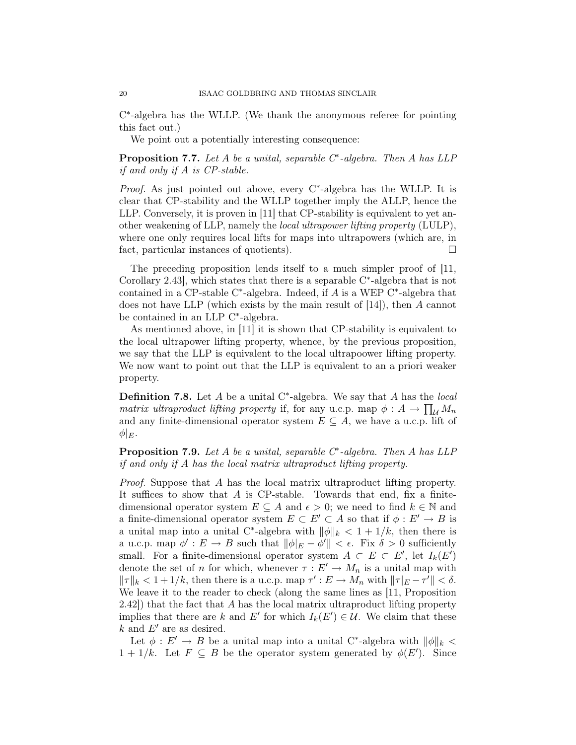C*-algebra has the WLLP. (We thank the anonymous referee for pointing this fact out.)

We point out a potentially interesting consequence:

**Proposition 7.7.** *Let $A$ be a unital, separable C*-algebra. Then $A$ has LLP if and only if $A$ is CP-stable.*

*Proof.* As just pointed out above, every C*-algebra has the WLLP. It is clear that CP-stability and the WLLP together imply the ALLP, hence the LLP. Conversely, it is proven in [11] that CP-stability is equivalent to yet another weakening of LLP, namely the *local ultrapower lifting property* (LULP), where one only requires local lifts for maps into ultrapowers (which are, in fact, particular instances of quotients). □

The preceding proposition lends itself to a much simpler proof of [11, Corollary 2.43], which states that there is a separable C*-algebra that is not contained in a CP-stable C*-algebra. Indeed, if $A$ is a WEP C*-algebra that does not have LLP (which exists by the main result of [14]), then $A$ cannot be contained in an LLP C*-algebra.

As mentioned above, in [11] it is shown that CP-stability is equivalent to the local ultrapower lifting property, whence, by the previous proposition, we say that the LLP is equivalent to the local ultrapoower lifting property. We now want to point out that the LLP is equivalent to an a priori weaker property.

**Definition 7.8.** Let $A$ be a unital C*-algebra. We say that $A$ has the *local matrix ultraproduct lifting property* if, for any u.c.p. map $\phi : A \to \prod_{\mathcal{U}} M_n$ and any finite-dimensional operator system $E \subseteq A$, we have a u.c.p. lift of $\phi|_E$.

**Proposition 7.9.** *Let $A$ be a unital, separable C*-algebra. Then $A$ has LLP if and only if $A$ has the local matrix ultraproduct lifting property.*

*Proof.* Suppose that $A$ has the local matrix ultraproduct lifting property. It suffices to show that $A$ is CP-stable. Towards that end, fix a finite-dimensional operator system $E \subseteq A$ and $\epsilon > 0$; we need to find $k \in \mathbb{N}$ and a finite-dimensional operator system $E \subset E' \subset A$ so that if $\phi : E' \to B$ is a unital map into a unital C*-algebra with $\|\phi\|_k < 1 + 1/k$, then there is a u.c.p. map $\phi' : E \to B$ such that $\|\phi|_E - \phi'\| < \epsilon$. Fix $\delta > 0$ sufficiently small. For a finite-dimensional operator system $A \subset E \subset E'$, let $I_k(E')$ denote the set of $n$ for which, whenever $\tau : E' \to M_n$ is a unital map with $\|\tau\|_k < 1+1/k$, then there is a u.c.p. map $\tau' : E \to M_n$ with $\|\tau|_E - \tau'\| < \delta$. We leave it to the reader to check (along the same lines as [11, Proposition 2.42]) that the fact that $A$ has the local matrix ultraproduct lifting property implies that there are $k$ and $E'$ for which $I_k(E') \in \mathcal{U}$. We claim that these $k$ and $E'$ are as desired.

Let $\phi : E' \to B$ be a unital map into a unital C*-algebra with $\|\phi\|_k < 1 + 1/k$. Let $F \subseteq B$ be the operator system generated by $\phi(E')$. Since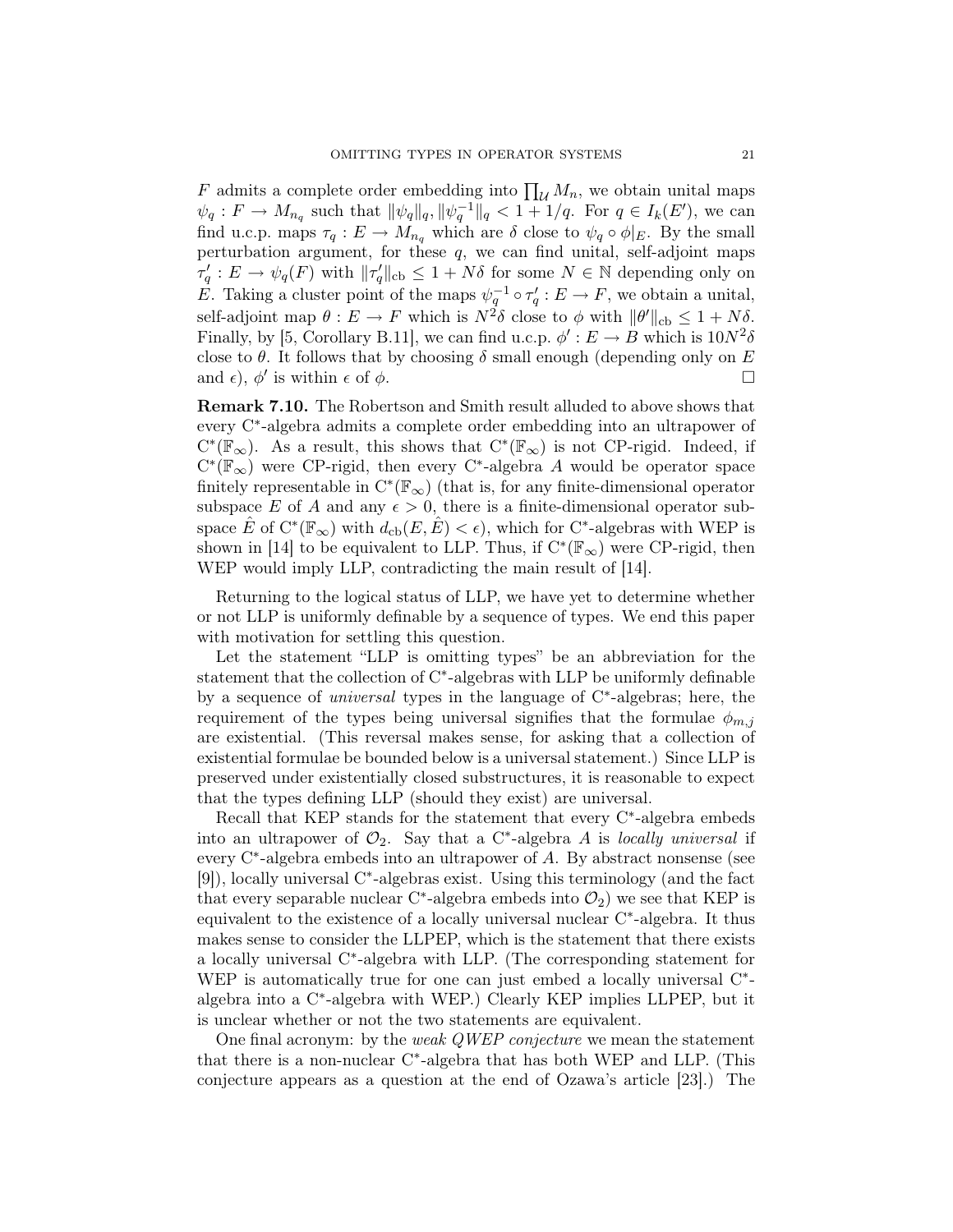$F$ admits a complete order embedding into $\prod_{\mathcal{U}} M_n$, we obtain unital maps $\psi_q : F \to M_{n_q}$ such that $\|\psi_q\|_q, \|\psi_q^{-1}\|_q < 1 + 1/q$. For $q \in I_k(E')$, we can find u.c.p. maps $\tau_q : E \to M_{n_q}$ which are $\delta$ close to $\psi_q \circ \phi|_E$. By the small perturbation argument, for these $q$, we can find unital, self-adjoint maps $\tau'_q : E \to \psi_q(F)$ with $\|\tau'_q\|_{\mathrm{cb}} \leq 1 + N\delta$ for some $N \in \mathbb{N}$ depending only on $E$. Taking a cluster point of the maps $\psi_q^{-1} \circ \tau'_q : E \to F$, we obtain a unital, self-adjoint map $\theta : E \to F$ which is $N^2\delta$ close to $\phi$ with $\|\theta'\|_{\mathrm{cb}} \leq 1 + N\delta$. Finally, by [5, Corollary B.11], we can find u.c.p. $\phi' : E \to B$ which is $10N^2\delta$ close to $\theta$. It follows that by choosing $\delta$ small enough (depending only on $E$ and $\epsilon$), $\phi'$ is within $\epsilon$ of $\phi$. □

**Remark 7.10.** The Robertson and Smith result alluded to above shows that every C*-algebra admits a complete order embedding into an ultrapower of $\mathrm{C}^*(\mathbb{F}_\infty)$. As a result, this shows that $\mathrm{C}^*(\mathbb{F}_\infty)$ is not CP-rigid. Indeed, if $\mathrm{C}^*(\mathbb{F}_\infty)$ were CP-rigid, then every C*-algebra $A$ would be operator space finitely representable in $\mathrm{C}^*(\mathbb{F}_\infty)$ (that is, for any finite-dimensional operator subspace $E$ of $A$ and any $\epsilon > 0$, there is a finite-dimensional operator subspace $\hat{E}$ of $\mathrm{C}^*(\mathbb{F}_\infty)$ with $d_{\mathrm{cb}}(E, \hat{E}) < \epsilon$), which for C*-algebras with WEP is shown in [14] to be equivalent to LLP. Thus, if $\mathrm{C}^*(\mathbb{F}_\infty)$ were CP-rigid, then WEP would imply LLP, contradicting the main result of [14].

Returning to the logical status of LLP, we have yet to determine whether or not LLP is uniformly definable by a sequence of types. We end this paper with motivation for settling this question.

Let the statement "LLP is omitting types" be an abbreviation for the statement that the collection of C*-algebras with LLP be uniformly definable by a sequence of *universal* types in the language of C*-algebras; here, the requirement of the types being universal signifies that the formulae $\phi_{m,j}$ are existential. (This reversal makes sense, for asking that a collection of existential formulae be bounded below is a universal statement.) Since LLP is preserved under existentially closed substructures, it is reasonable to expect that the types defining LLP (should they exist) are universal.

Recall that KEP stands for the statement that every C*-algebra embeds into an ultrapower of $\mathcal{O}_2$. Say that a C*-algebra $A$ is *locally universal* if every C*-algebra embeds into an ultrapower of $A$. By abstract nonsense (see [9]), locally universal C*-algebras exist. Using this terminology (and the fact that every separable nuclear C*-algebra embeds into $\mathcal{O}_2$) we see that KEP is equivalent to the existence of a locally universal nuclear C*-algebra. It thus makes sense to consider the LLPEP, which is the statement that there exists a locally universal C*-algebra with LLP. (The corresponding statement for WEP is automatically true for one can just embed a locally universal C*-algebra into a C*-algebra with WEP.) Clearly KEP implies LLPEP, but it is unclear whether or not the two statements are equivalent.

One final acronym: by the *weak QWEP conjecture* we mean the statement that there is a non-nuclear C*-algebra that has both WEP and LLP. (This conjecture appears as a question at the end of Ozawa's article [23].) The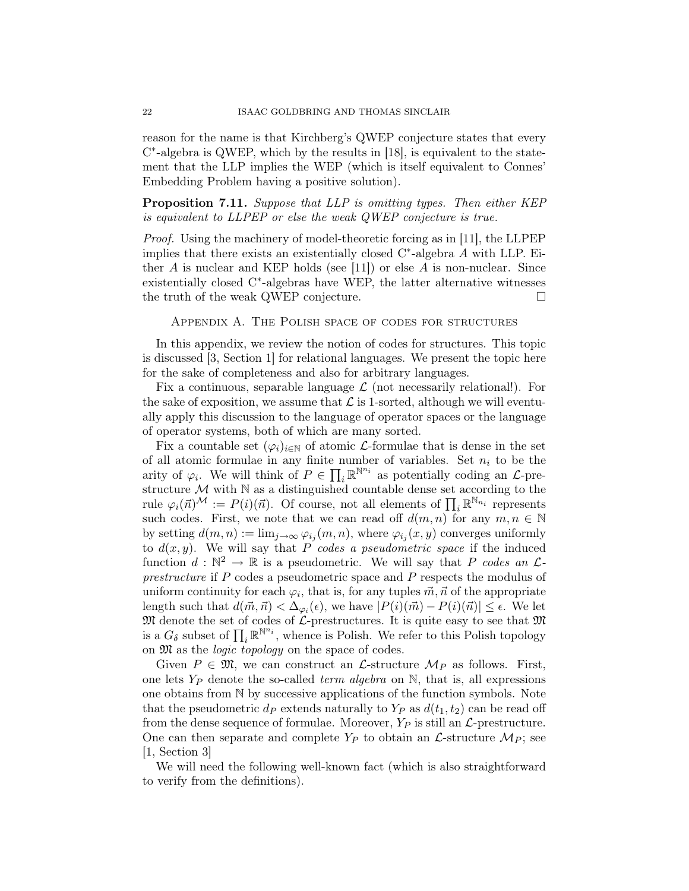reason for the name is that Kirchberg's QWEP conjecture states that every C*-algebra is QWEP, which by the results in [18], is equivalent to the statement that the LLP implies the WEP (which is itself equivalent to Connes' Embedding Problem having a positive solution).

**Proposition 7.11.** *Suppose that LLP is omitting types. Then either KEP is equivalent to LLPEP or else the weak QWEP conjecture is true.*

*Proof.* Using the machinery of model-theoretic forcing as in [11], the LLPEP implies that there exists an existentially closed C*-algebra $A$ with LLP. Either $A$ is nuclear and KEP holds (see [11]) or else $A$ is non-nuclear. Since existentially closed C*-algebras have WEP, the latter alternative witnesses the truth of the weak QWEP conjecture. □

## Appendix A. The Polish space of codes for structures

In this appendix, we review the notion of codes for structures. This topic is discussed [3, Section 1] for relational languages. We present the topic here for the sake of completeness and also for arbitrary languages.

Fix a continuous, separable language $\mathcal{L}$ (not necessarily relational!). For the sake of exposition, we assume that $\mathcal{L}$ is 1-sorted, although we will eventually apply this discussion to the language of operator spaces or the language of operator systems, both of which are many sorted.

Fix a countable set $(\varphi_i)_{i\in\mathbb{N}}$ of atomic $\mathcal{L}$-formulae that is dense in the set of all atomic formulae in any finite number of variables. Set $n_i$ to be the arity of $\varphi_i$. We will think of $P \in \prod_i \mathbb{R}^{\mathbb{N}^{n_i}}$ as potentially coding an $\mathcal{L}$-prestructure $\mathcal{M}$ with $\mathbb{N}$ as a distinguished countable dense set according to the rule $\varphi_i(\vec{n})^{\mathcal{M}} := P(i)(\vec{n})$. Of course, not all elements of $\prod_i \mathbb{R}^{\mathbb{N}_{n_i}}$ represents such codes. First, we note that we can read off $d(m,n)$ for any $m,n \in \mathbb{N}$ by setting $d(m,n) := \lim_{j\to\infty} \varphi_{i_j}(m,n)$, where $\varphi_{i_j}(x,y)$ converges uniformly to $d(x,y)$. We will say that $P$ *codes a pseudometric space* if the induced function $d : \mathbb{N}^2 \to \mathbb{R}$ is a pseudometric. We will say that $P$ *codes an $\mathcal{L}$-prestructure* if $P$ codes a pseudometric space and $P$ respects the modulus of uniform continuity for each $\varphi_i$, that is, for any tuples $\vec{m}, \vec{n}$ of the appropriate length such that $d(\vec{m},\vec{n}) < \Delta_{\varphi_i}(\epsilon)$, we have $|P(i)(\vec{m}) - P(i)(\vec{n})| \leq \epsilon$. We let $\mathfrak{M}$ denote the set of codes of $\mathcal{L}$-prestructures. It is quite easy to see that $\mathfrak{M}$ is a $G_\delta$ subset of $\prod_i \mathbb{R}^{\mathbb{N}^{n_i}}$, whence is Polish. We refer to this Polish topology on $\mathfrak{M}$ as the *logic topology* on the space of codes.

Given $P \in \mathfrak{M}$, we can construct an $\mathcal{L}$-structure $\mathcal{M}_P$ as follows. First, one lets $Y_P$ denote the so-called *term algebra* on $\mathbb{N}$, that is, all expressions one obtains from $\mathbb{N}$ by successive applications of the function symbols. Note that the pseudometric $d_P$ extends naturally to $Y_P$ as $d(t_1,t_2)$ can be read off from the dense sequence of formulae. Moreover, $Y_P$ is still an $\mathcal{L}$-prestructure. One can then separate and complete $Y_P$ to obtain an $\mathcal{L}$-structure $\mathcal{M}_P$; see [1, Section 3]

We will need the following well-known fact (which is also straightforward to verify from the definitions).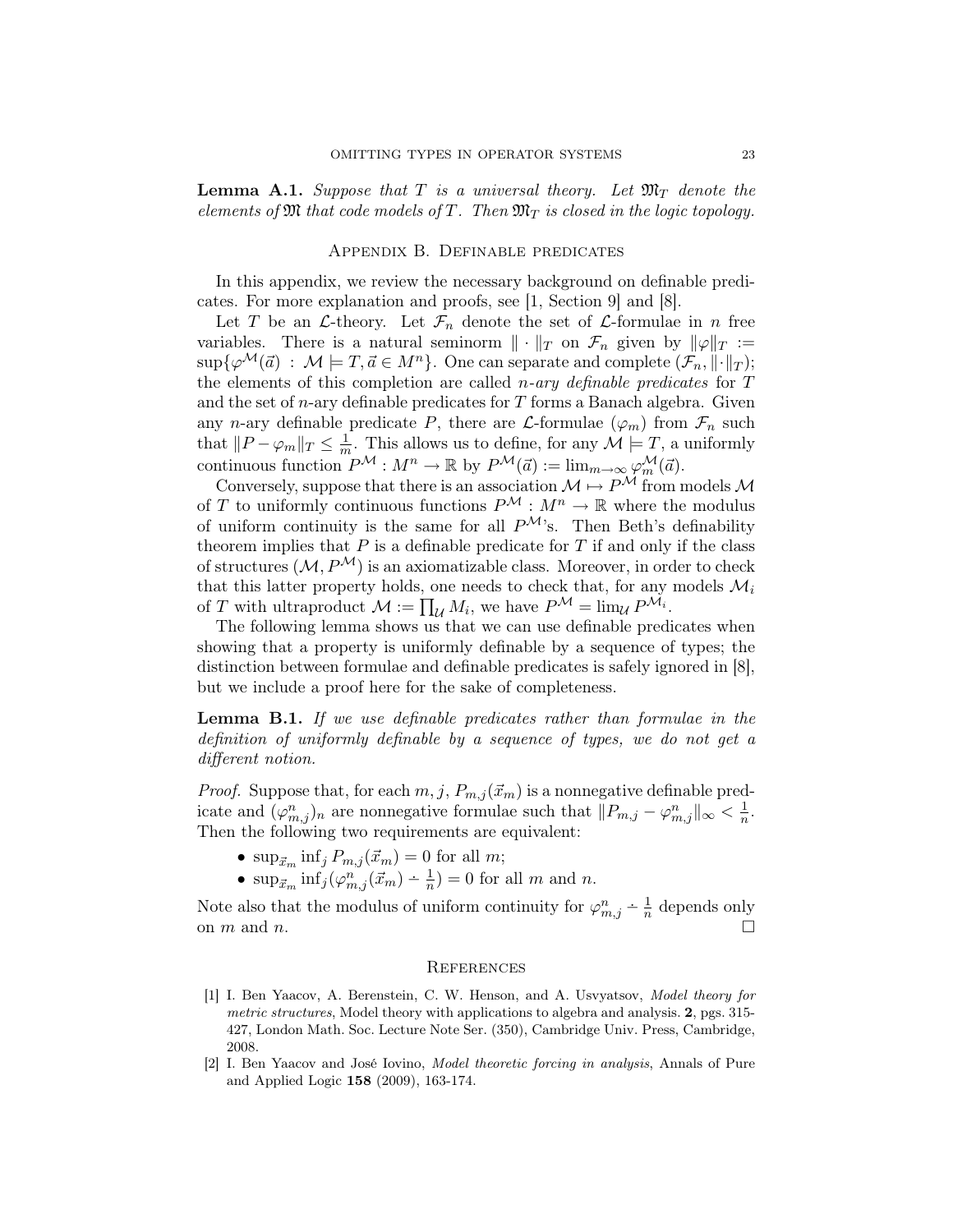**Lemma A.1.** *Suppose that $T$ is a universal theory. Let $\mathfrak{M}_T$ denote the elements of $\mathfrak{M}$ that code models of $T$. Then $\mathfrak{M}_T$ is closed in the logic topology.*

## Appendix B. Definable predicates

In this appendix, we review the necessary background on definable predicates. For more explanation and proofs, see [1, Section 9] and [8].

Let $T$ be an $\mathcal{L}$-theory. Let $\mathcal{F}_n$ denote the set of $\mathcal{L}$-formulae in $n$ free variables. There is a natural seminorm $\|\cdot\|_T$ on $\mathcal{F}_n$ given by $\|\varphi\|_T := \sup\{\varphi^{\mathcal{M}}(\vec{a}) \ : \ \mathcal{M} \models T, \vec{a} \in M^n\}$. One can separate and complete $(\mathcal{F}_n, \|\cdot\|_T)$; the elements of this completion are called *$n$-ary definable predicates* for $T$ and the set of $n$-ary definable predicates for $T$ forms a Banach algebra. Given any $n$-ary definable predicate $P$, there are $\mathcal{L}$-formulae $(\varphi_m)$ from $\mathcal{F}_n$ such that $\|P - \varphi_m\|_T \leq \frac{1}{m}$. This allows us to define, for any $\mathcal{M} \models T$, a uniformly continuous function $P^{\mathcal{M}} : M^n \to \mathbb{R}$ by $P^{\mathcal{M}}(\vec{a}) := \lim_{m\to\infty} \varphi_m^{\mathcal{M}}(\vec{a})$.

Conversely, suppose that there is an association $\mathcal{M} \mapsto P^{\mathcal{M}}$ from models $\mathcal{M}$ of $T$ to uniformly continuous functions $P^{\mathcal{M}} : M^n \to \mathbb{R}$ where the modulus of uniform continuity is the same for all $P^{\mathcal{M}}$'s. Then Beth's definability theorem implies that $P$ is a definable predicate for $T$ if and only if the class of structures $(\mathcal{M}, P^{\mathcal{M}})$ is an axiomatizable class. Moreover, in order to check that this latter property holds, one needs to check that, for any models $\mathcal{M}_i$ of $T$ with ultraproduct $\mathcal{M} := \prod_{\mathcal{U}} M_i$, we have $P^{\mathcal{M}} = \lim_{\mathcal{U}} P^{\mathcal{M}_i}$.

The following lemma shows us that we can use definable predicates when showing that a property is uniformly definable by a sequence of types; the distinction between formulae and definable predicates is safely ignored in [8], but we include a proof here for the sake of completeness.

**Lemma B.1.** *If we use definable predicates rather than formulae in the definition of uniformly definable by a sequence of types, we do not get a different notion.*

*Proof.* Suppose that, for each $m, j$, $P_{m,j}(\vec{x}_m)$ is a nonnegative definable predicate and $(\varphi^n_{m,j})_n$ are nonnegative formulae such that $\|P_{m,j} - \varphi^n_{m,j}\|_\infty < \frac{1}{n}$. Then the following two requirements are equivalent:

- $\sup_{\vec{x}_m} \inf_j P_{m,j}(\vec{x}_m) = 0$ for all $m$;
- $\sup_{\vec{x}_m} \inf_j (\varphi^n_{m,j}(\vec{x}_m) \dot{-} \frac{1}{n}) = 0$ for all $m$ and $n$.

Note also that the modulus of uniform continuity for $\varphi^n_{m,j} \dot{-} \frac{1}{n}$ depends only on $m$ and $n$. $\square$

## References

[1] I. Ben Yaacov, A. Berenstein, C. W. Henson, and A. Usvyatsov, *Model theory for metric structures*, Model theory with applications to algebra and analysis. **2**, pgs. 315-427, London Math. Soc. Lecture Note Ser. (350), Cambridge Univ. Press, Cambridge, 2008.

[2] I. Ben Yaacov and José Iovino, *Model theoretic forcing in analysis*, Annals of Pure and Applied Logic **158** (2009), 163-174.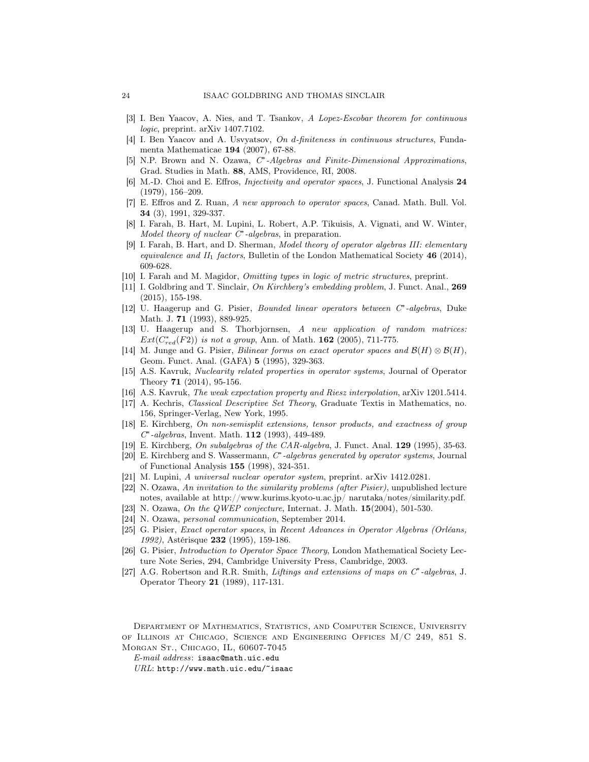[3] I. Ben Yaacov, A. Nies, and T. Tsankov, *A Lopez-Escobar theorem for continuous logic*, preprint. arXiv 1407.7102.

[4] I. Ben Yaacov and A. Usvyatsov, *On d-finiteness in continuous structures*, Fundamenta Mathematicae **194** (2007), 67-88.

[5] N.P. Brown and N. Ozawa, *C\*-Algebras and Finite-Dimensional Approximations*, Grad. Studies in Math. **88**, AMS, Providence, RI, 2008.

[6] M.-D. Choi and E. Effros, *Injectivity and operator spaces*, J. Functional Analysis **24** (1979), 156–209.

[7] E. Effros and Z. Ruan, *A new approach to operator spaces*, Canad. Math. Bull. Vol. **34** (3), 1991, 329-337.

[8] I. Farah, B. Hart, M. Lupini, L. Robert, A.P. Tikuisis, A. Vignati, and W. Winter, *Model theory of nuclear C\*-algebras*, in preparation.

[9] I. Farah, B. Hart, and D. Sherman, *Model theory of operator algebras III: elementary equivalence and $II_1$ factors*, Bulletin of the London Mathematical Society **46** (2014), 609-628.

[10] I. Farah and M. Magidor, *Omitting types in logic of metric structures*, preprint.

[11] I. Goldbring and T. Sinclair, *On Kirchberg's embedding problem*, J. Funct. Anal., **269** (2015), 155-198.

[12] U. Haagerup and G. Pisier, *Bounded linear operators between C\*-algebras*, Duke Math. J. **71** (1993), 889-925.

[13] U. Haagerup and S. Thorbjornsen, *A new application of random matrices: $Ext(C^*_{red}(F2))$ is not a group*, Ann. of Math. **162** (2005), 711-775.

[14] M. Junge and G. Pisier, *Bilinear forms on exact operator spaces and $\mathcal{B}(H) \otimes \mathcal{B}(H)$*, Geom. Funct. Anal. (GAFA) **5** (1995), 329-363.

[15] A.S. Kavruk, *Nuclearity related properties in operator systems*, Journal of Operator Theory **71** (2014), 95-156.

[16] A.S. Kavruk, *The weak expectation property and Riesz interpolation*, arXiv 1201.5414.

[17] A. Kechris, *Classical Descriptive Set Theory*, Graduate Textis in Mathematics, no. 156, Springer-Verlag, New York, 1995.

[18] E. Kirchberg, *On non-semisplit extensions, tensor products, and exactness of group C\*-algebras*, Invent. Math. **112** (1993), 449-489.

[19] E. Kirchberg, *On subalgebras of the CAR-algebra*, J. Funct. Anal. **129** (1995), 35-63.

[20] E. Kirchberg and S. Wassermann, *C\*-algebras generated by operator systems*, Journal of Functional Analysis **155** (1998), 324-351.

[21] M. Lupini, *A universal nuclear operator system*, preprint. arXiv 1412.0281.

[22] N. Ozawa, *An invitation to the similarity problems (after Pisier)*, unpublished lecture notes, available at http://www.kurims.kyoto-u.ac.jp/ narutaka/notes/similarity.pdf.

[23] N. Ozawa, *On the QWEP conjecture*, Internat. J. Math. **15**(2004), 501-530.

[24] N. Ozawa, *personal communication*, September 2014.

[25] G. Pisier, *Exact operator spaces*, in *Recent Advances in Operator Algebras (Orléans, 1992)*, Astérisque **232** (1995), 159-186.

[26] G. Pisier, *Introduction to Operator Space Theory*, London Mathematical Society Lecture Note Series, 294, Cambridge University Press, Cambridge, 2003.

[27] A.G. Robertson and R.R. Smith, *Liftings and extensions of maps on C\*-algebras*, J. Operator Theory **21** (1989), 117-131.

Department of Mathematics, Statistics, and Computer Science, University of Illinois at Chicago, Science and Engineering Offices M/C 249, 851 S. Morgan St., Chicago, IL, 60607-7045

*E-mail address*: isaac@math.uic.edu

*URL*: http://www.math.uic.edu/~isaac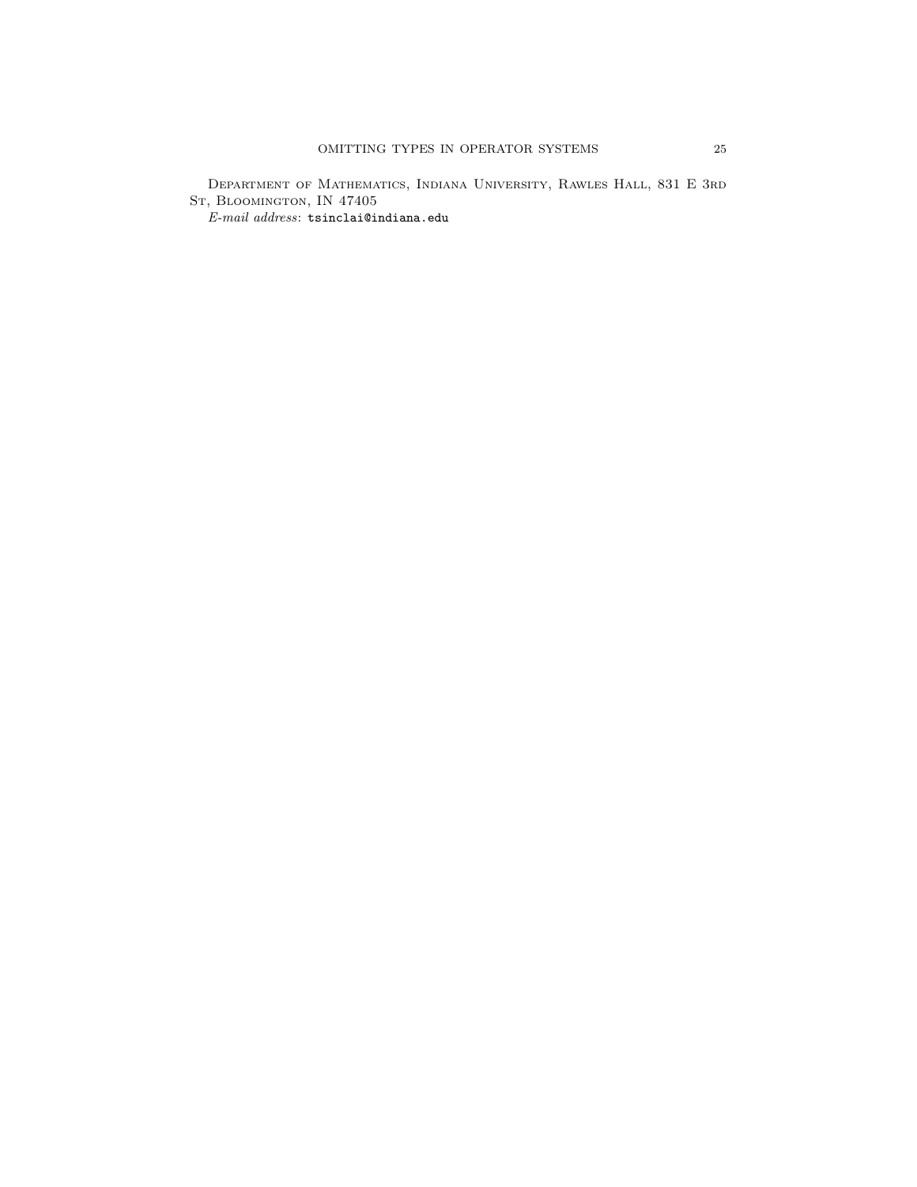Department of Mathematics, Indiana University, Rawles Hall, 831 E 3rd St, Bloomington, IN 47405

*E-mail address*: tsinclai@indiana.edu